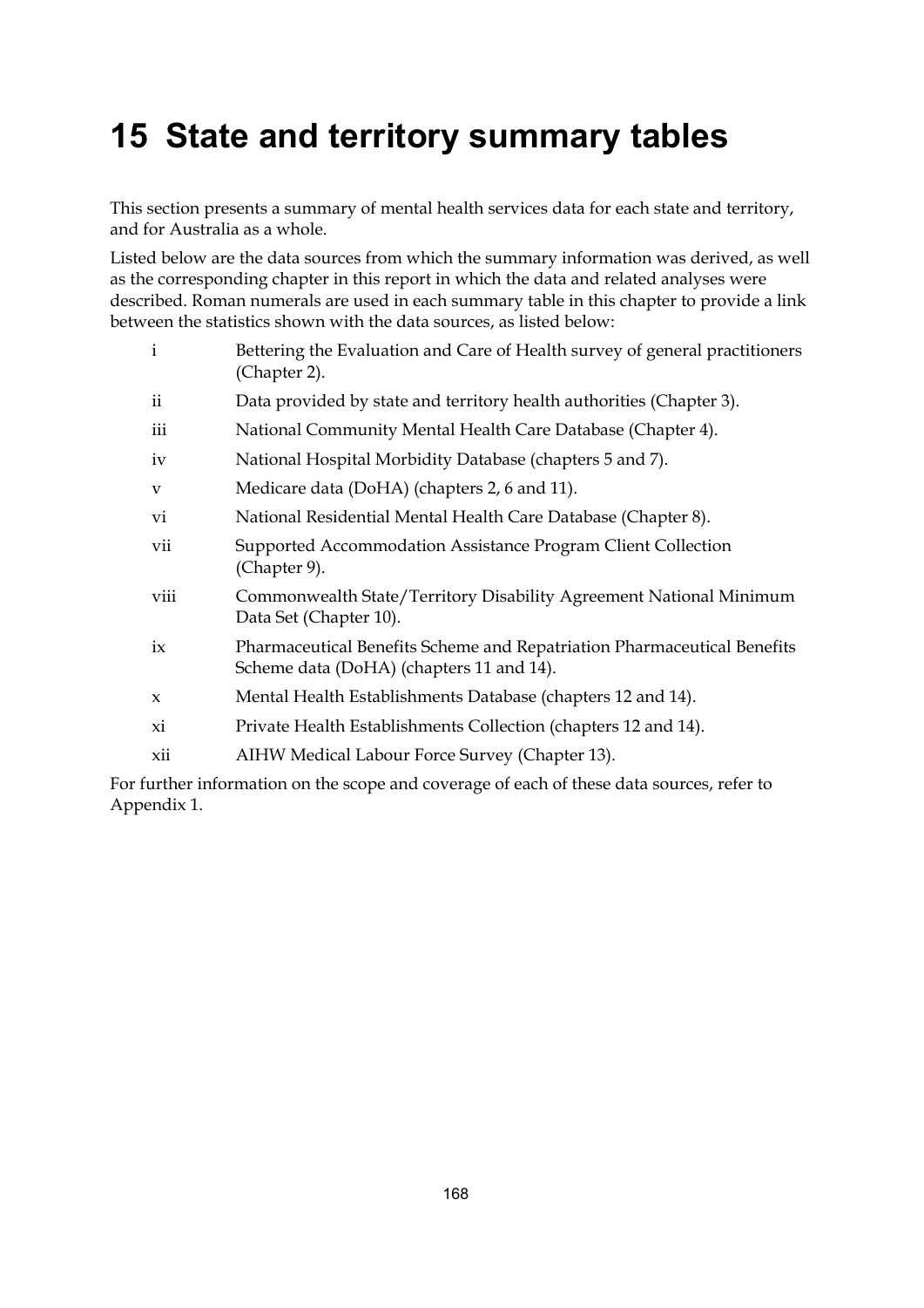# 15 State and territory summary tables

This section presents a summary of mental health services data for each state and territory, and for Australia as a whole.

Listed below are the data sources from which the summary information was derived, as well as the corresponding chapter in this report in which the data and related analyses were described. Roman numerals are used in each summary table in this chapter to provide a link between the statistics shown with the data sources, as listed below:

| | |
|---|---|
| i | Bettering the Evaluation and Care of Health survey of general practitioners (Chapter 2). |
| ii | Data provided by state and territory health authorities (Chapter 3). |
| iii | National Community Mental Health Care Database (Chapter 4). |
| iv | National Hospital Morbidity Database (chapters 5 and 7). |
| v | Medicare data (DoHA) (chapters 2, 6 and 11). |
| vi | National Residential Mental Health Care Database (Chapter 8). |
| vii | Supported Accommodation Assistance Program Client Collection (Chapter 9). |
| viii | Commonwealth State/Territory Disability Agreement National Minimum Data Set (Chapter 10). |
| ix | Pharmaceutical Benefits Scheme and Repatriation Pharmaceutical Benefits Scheme data (DoHA) (chapters 11 and 14). |
| x | Mental Health Establishments Database (chapters 12 and 14). |
| xi | Private Health Establishments Collection (chapters 12 and 14). |
| xii | AIHW Medical Labour Force Survey (Chapter 13). |

For further information on the scope and coverage of each of these data sources, refer to Appendix 1.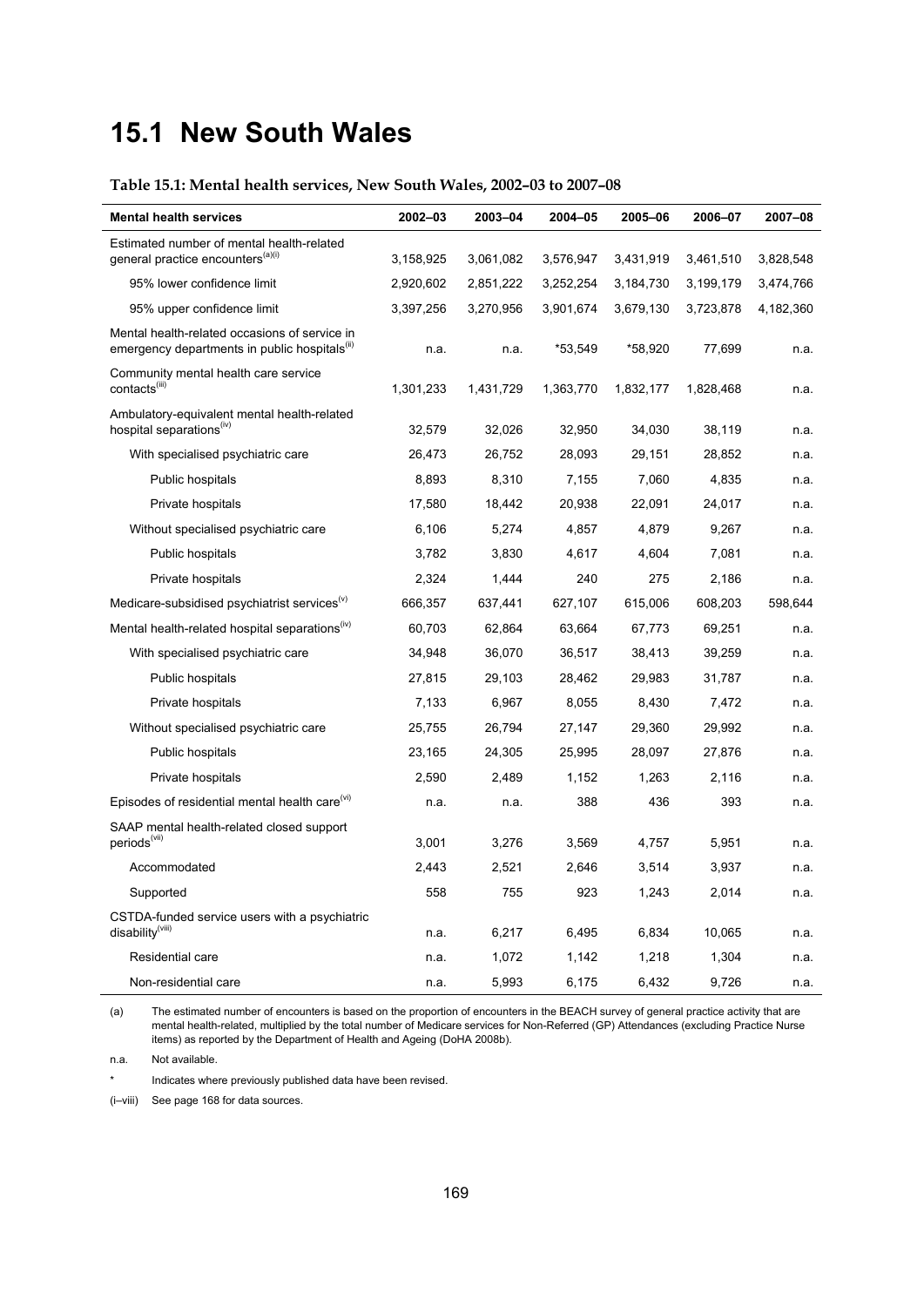# 15.1 New South Wales

**Table 15.1: Mental health services, New South Wales, 2002–03 to 2007–08**

| Mental health services | 2002–03 | 2003–04 | 2004–05 | 2005–06 | 2006–07 | 2007–08 |
|---|---|---|---|---|---|---|
| Estimated number of mental health-related general practice encounters(a)(i) | 3,158,925 | 3,061,082 | 3,576,947 | 3,431,919 | 3,461,510 | 3,828,548 |
| 95% lower confidence limit | 2,920,602 | 2,851,222 | 3,252,254 | 3,184,730 | 3,199,179 | 3,474,766 |
| 95% upper confidence limit | 3,397,256 | 3,270,956 | 3,901,674 | 3,679,130 | 3,723,878 | 4,182,360 |
| Mental health-related occasions of service in emergency departments in public hospitals(ii) | n.a. | n.a. | *53,549 | *58,920 | 77,699 | n.a. |
| Community mental health care service contacts(iii) | 1,301,233 | 1,431,729 | 1,363,770 | 1,832,177 | 1,828,468 | n.a. |
| Ambulatory-equivalent mental health-related hospital separations(iv) | 32,579 | 32,026 | 32,950 | 34,030 | 38,119 | n.a. |
| With specialised psychiatric care | 26,473 | 26,752 | 28,093 | 29,151 | 28,852 | n.a. |
| Public hospitals | 8,893 | 8,310 | 7,155 | 7,060 | 4,835 | n.a. |
| Private hospitals | 17,580 | 18,442 | 20,938 | 22,091 | 24,017 | n.a. |
| Without specialised psychiatric care | 6,106 | 5,274 | 4,857 | 4,879 | 9,267 | n.a. |
| Public hospitals | 3,782 | 3,830 | 4,617 | 4,604 | 7,081 | n.a. |
| Private hospitals | 2,324 | 1,444 | 240 | 275 | 2,186 | n.a. |
| Medicare-subsidised psychiatrist services(v) | 666,357 | 637,441 | 627,107 | 615,006 | 608,203 | 598,644 |
| Mental health-related hospital separations(iv) | 60,703 | 62,864 | 63,664 | 67,773 | 69,251 | n.a. |
| With specialised psychiatric care | 34,948 | 36,070 | 36,517 | 38,413 | 39,259 | n.a. |
| Public hospitals | 27,815 | 29,103 | 28,462 | 29,983 | 31,787 | n.a. |
| Private hospitals | 7,133 | 6,967 | 8,055 | 8,430 | 7,472 | n.a. |
| Without specialised psychiatric care | 25,755 | 26,794 | 27,147 | 29,360 | 29,992 | n.a. |
| Public hospitals | 23,165 | 24,305 | 25,995 | 28,097 | 27,876 | n.a. |
| Private hospitals | 2,590 | 2,489 | 1,152 | 1,263 | 2,116 | n.a. |
| Episodes of residential mental health care(vi) | n.a. | n.a. | 388 | 436 | 393 | n.a. |
| SAAP mental health-related closed support periods(vii) | 3,001 | 3,276 | 3,569 | 4,757 | 5,951 | n.a. |
| Accommodated | 2,443 | 2,521 | 2,646 | 3,514 | 3,937 | n.a. |
| Supported | 558 | 755 | 923 | 1,243 | 2,014 | n.a. |
| CSTDA-funded service users with a psychiatric disability(viii) | n.a. | 6,217 | 6,495 | 6,834 | 10,065 | n.a. |
| Residential care | n.a. | 1,072 | 1,142 | 1,218 | 1,304 | n.a. |
| Non-residential care | n.a. | 5,993 | 6,175 | 6,432 | 9,726 | n.a. |

(a) The estimated number of encounters is based on the proportion of encounters in the BEACH survey of general practice activity that are mental health-related, multiplied by the total number of Medicare services for Non-Referred (GP) Attendances (excluding Practice Nurse items) as reported by the Department of Health and Ageing (DoHA 2008b).

n.a. Not available.

* Indicates where previously published data have been revised.

(i–viii) See page 168 for data sources.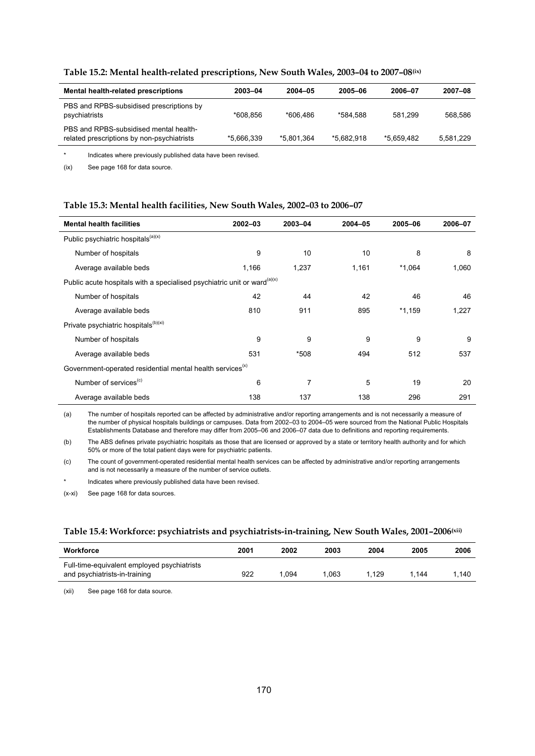**Table 15.2: Mental health-related prescriptions, New South Wales, 2003–04 to 2007–08(ix)**

| Mental health-related prescriptions | 2003–04 | 2004–05 | 2005–06 | 2006–07 | 2007–08 |
|---|---|---|---|---|---|
| PBS and RPBS-subsidised prescriptions by psychiatrists | *608,856 | *606,486 | *584,588 | 581,299 | 568,586 |
| PBS and RPBS-subsidised mental health-related prescriptions by non-psychiatrists | *5,666,339 | *5,801,364 | *5,682,918 | *5,659,482 | 5,581,229 |

\* Indicates where previously published data have been revised.

(ix) See page 168 for data source.

**Table 15.3: Mental health facilities, New South Wales, 2002–03 to 2006–07**

| Mental health facilities | 2002–03 | 2003–04 | 2004–05 | 2005–06 | 2006–07 |
|---|---|---|---|---|---|
| Public psychiatric hospitals(a)(x) | | | | | |
| Number of hospitals | 9 | 10 | 10 | 8 | 8 |
| Average available beds | 1,166 | 1,237 | 1,161 | *1,064 | 1,060 |
| Public acute hospitals with a specialised psychiatric unit or ward(a)(x) | | | | | |
| Number of hospitals | 42 | 44 | 42 | 46 | 46 |
| Average available beds | 810 | 911 | 895 | *1,159 | 1,227 |
| Private psychiatric hospitals(b)(xi) | | | | | |
| Number of hospitals | 9 | 9 | 9 | 9 | 9 |
| Average available beds | 531 | *508 | 494 | 512 | 537 |
| Government-operated residential mental health services(x) | | | | | |
| Number of services(c) | 6 | 7 | 5 | 19 | 20 |
| Average available beds | 138 | 137 | 138 | 296 | 291 |

(a) The number of hospitals reported can be affected by administrative and/or reporting arrangements and is not necessarily a measure of the number of physical hospitals buildings or campuses. Data from 2002–03 to 2004–05 were sourced from the National Public Hospitals Establishments Database and therefore may differ from 2005–06 and 2006–07 data due to definitions and reporting requirements.

(b) The ABS defines private psychiatric hospitals as those that are licensed or approved by a state or territory health authority and for which 50% or more of the total patient days were for psychiatric patients.

(c) The count of government-operated residential mental health services can be affected by administrative and/or reporting arrangements and is not necessarily a measure of the number of service outlets.

\* Indicates where previously published data have been revised.

(x-xi) See page 168 for data sources.

**Table 15.4: Workforce: psychiatrists and psychiatrists-in-training, New South Wales, 2001–2006(xii)**

| Workforce | 2001 | 2002 | 2003 | 2004 | 2005 | 2006 |
|---|---|---|---|---|---|---|
| Full-time-equivalent employed psychiatrists and psychiatrists-in-training | 922 | 1,094 | 1,063 | 1,129 | 1,144 | 1,140 |

(xii) See page 168 for data source.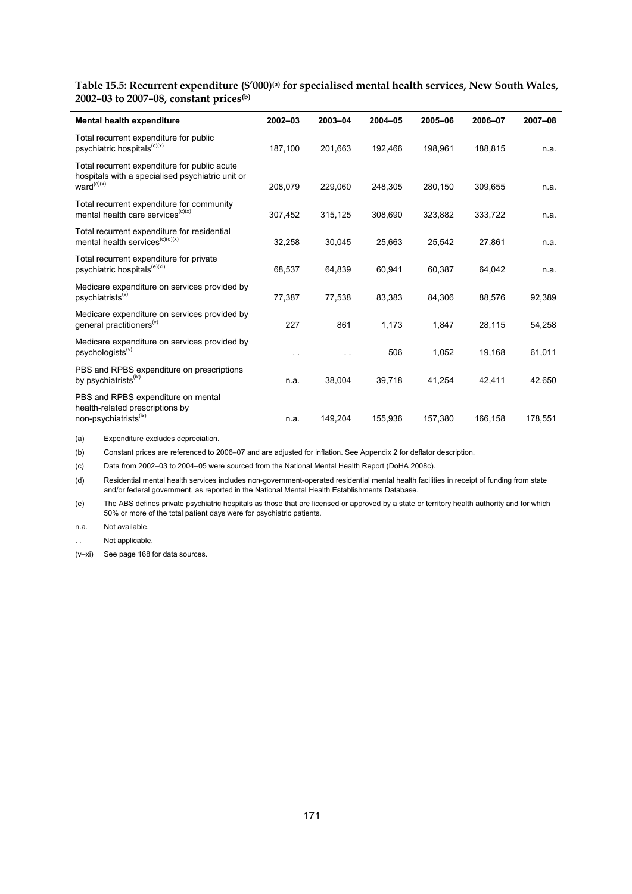**Table 15.5: Recurrent expenditure ($'000)(a) for specialised mental health services, New South Wales, 2002–03 to 2007–08, constant prices(b)**

| Mental health expenditure | 2002–03 | 2003–04 | 2004–05 | 2005–06 | 2006–07 | 2007–08 |
|---|---|---|---|---|---|---|
| Total recurrent expenditure for public psychiatric hospitals(c)(x) | 187,100 | 201,663 | 192,466 | 198,961 | 188,815 | n.a. |
| Total recurrent expenditure for public acute hospitals with a specialised psychiatric unit or ward(c)(x) | 208,079 | 229,060 | 248,305 | 280,150 | 309,655 | n.a. |
| Total recurrent expenditure for community mental health care services(c)(x) | 307,452 | 315,125 | 308,690 | 323,882 | 333,722 | n.a. |
| Total recurrent expenditure for residential mental health services(c)(d)(x) | 32,258 | 30,045 | 25,663 | 25,542 | 27,861 | n.a. |
| Total recurrent expenditure for private psychiatric hospitals(e)(xi) | 68,537 | 64,839 | 60,941 | 60,387 | 64,042 | n.a. |
| Medicare expenditure on services provided by psychiatrists(v) | 77,387 | 77,538 | 83,383 | 84,306 | 88,576 | 92,389 |
| Medicare expenditure on services provided by general practitioners(v) | 227 | 861 | 1,173 | 1,847 | 28,115 | 54,258 |
| Medicare expenditure on services provided by psychologists(v) | . . | . . | 506 | 1,052 | 19,168 | 61,011 |
| PBS and RPBS expenditure on prescriptions by psychiatrists(ix) | n.a. | 38,004 | 39,718 | 41,254 | 42,411 | 42,650 |
| PBS and RPBS expenditure on mental health-related prescriptions by non-psychiatrists(ix) | n.a. | 149,204 | 155,936 | 157,380 | 166,158 | 178,551 |

(a) Expenditure excludes depreciation.

(b) Constant prices are referenced to 2006–07 and are adjusted for inflation. See Appendix 2 for deflator description.

(c) Data from 2002–03 to 2004–05 were sourced from the National Mental Health Report (DoHA 2008c).

(d) Residential mental health services includes non-government-operated residential mental health facilities in receipt of funding from state and/or federal government, as reported in the National Mental Health Establishments Database.

(e) The ABS defines private psychiatric hospitals as those that are licensed or approved by a state or territory health authority and for which 50% or more of the total patient days were for psychiatric patients.

n.a. Not available.

. . Not applicable.

(v–xi) See page 168 for data sources.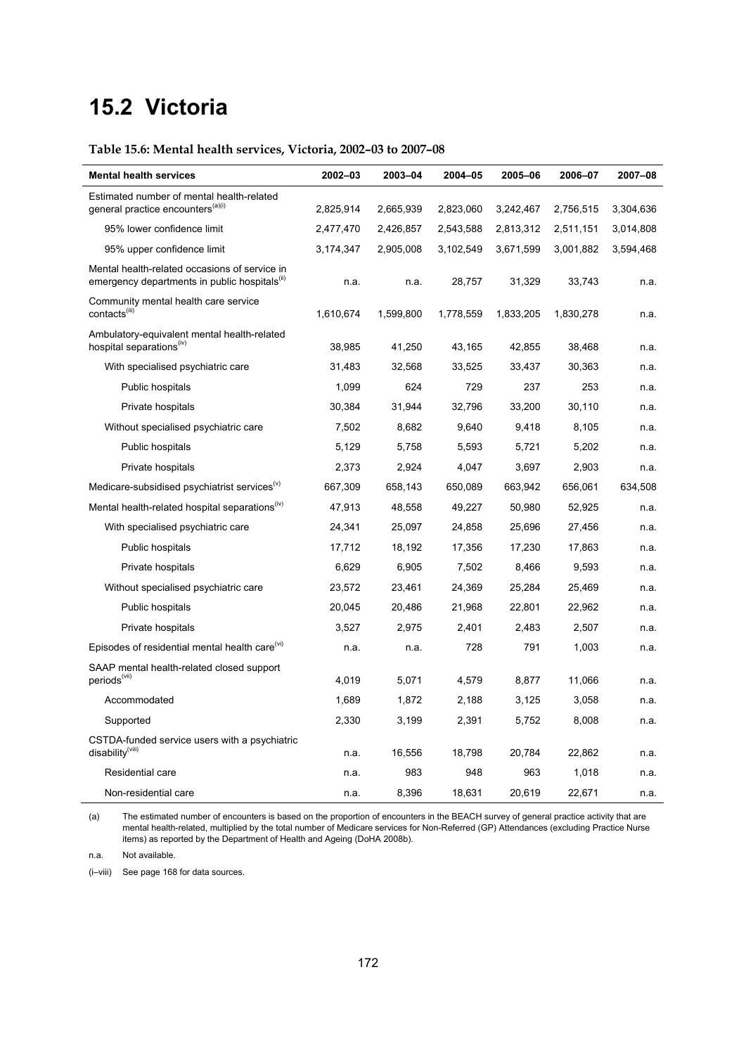# 15.2 Victoria

**Table 15.6: Mental health services, Victoria, 2002–03 to 2007–08**

| Mental health services | 2002–03 | 2003–04 | 2004–05 | 2005–06 | 2006–07 | 2007–08 |
|---|---|---|---|---|---|---|
| Estimated number of mental health-related general practice encounters[(a)(i)] | 2,825,914 | 2,665,939 | 2,823,060 | 3,242,467 | 2,756,515 | 3,304,636 |
| 95% lower confidence limit | 2,477,470 | 2,426,857 | 2,543,588 | 2,813,312 | 2,511,151 | 3,014,808 |
| 95% upper confidence limit | 3,174,347 | 2,905,008 | 3,102,549 | 3,671,599 | 3,001,882 | 3,594,468 |
| Mental health-related occasions of service in emergency departments in public hospitals[(ii)] | n.a. | n.a. | 28,757 | 31,329 | 33,743 | n.a. |
| Community mental health care service contacts[(iii)] | 1,610,674 | 1,599,800 | 1,778,559 | 1,833,205 | 1,830,278 | n.a. |
| Ambulatory-equivalent mental health-related hospital separations[(iv)] | 38,985 | 41,250 | 43,165 | 42,855 | 38,468 | n.a. |
| With specialised psychiatric care | 31,483 | 32,568 | 33,525 | 33,437 | 30,363 | n.a. |
| Public hospitals | 1,099 | 624 | 729 | 237 | 253 | n.a. |
| Private hospitals | 30,384 | 31,944 | 32,796 | 33,200 | 30,110 | n.a. |
| Without specialised psychiatric care | 7,502 | 8,682 | 9,640 | 9,418 | 8,105 | n.a. |
| Public hospitals | 5,129 | 5,758 | 5,593 | 5,721 | 5,202 | n.a. |
| Private hospitals | 2,373 | 2,924 | 4,047 | 3,697 | 2,903 | n.a. |
| Medicare-subsidised psychiatrist services[(v)] | 667,309 | 658,143 | 650,089 | 663,942 | 656,061 | 634,508 |
| Mental health-related hospital separations[(iv)] | 47,913 | 48,558 | 49,227 | 50,980 | 52,925 | n.a. |
| With specialised psychiatric care | 24,341 | 25,097 | 24,858 | 25,696 | 27,456 | n.a. |
| Public hospitals | 17,712 | 18,192 | 17,356 | 17,230 | 17,863 | n.a. |
| Private hospitals | 6,629 | 6,905 | 7,502 | 8,466 | 9,593 | n.a. |
| Without specialised psychiatric care | 23,572 | 23,461 | 24,369 | 25,284 | 25,469 | n.a. |
| Public hospitals | 20,045 | 20,486 | 21,968 | 22,801 | 22,962 | n.a. |
| Private hospitals | 3,527 | 2,975 | 2,401 | 2,483 | 2,507 | n.a. |
| Episodes of residential mental health care[(vi)] | n.a. | n.a. | 728 | 791 | 1,003 | n.a. |
| SAAP mental health-related closed support periods[(vii)] | 4,019 | 5,071 | 4,579 | 8,877 | 11,066 | n.a. |
| Accommodated | 1,689 | 1,872 | 2,188 | 3,125 | 3,058 | n.a. |
| Supported | 2,330 | 3,199 | 2,391 | 5,752 | 8,008 | n.a. |
| CSTDA-funded service users with a psychiatric disability[(viii)] | n.a. | 16,556 | 18,798 | 20,784 | 22,862 | n.a. |
| Residential care | n.a. | 983 | 948 | 963 | 1,018 | n.a. |
| Non-residential care | n.a. | 8,396 | 18,631 | 20,619 | 22,671 | n.a. |

(a) The estimated number of encounters is based on the proportion of encounters in the BEACH survey of general practice activity that are mental health-related, multiplied by the total number of Medicare services for Non-Referred (GP) Attendances (excluding Practice Nurse items) as reported by the Department of Health and Ageing (DoHA 2008b).

n.a. Not available.

(i–viii) See page 168 for data sources.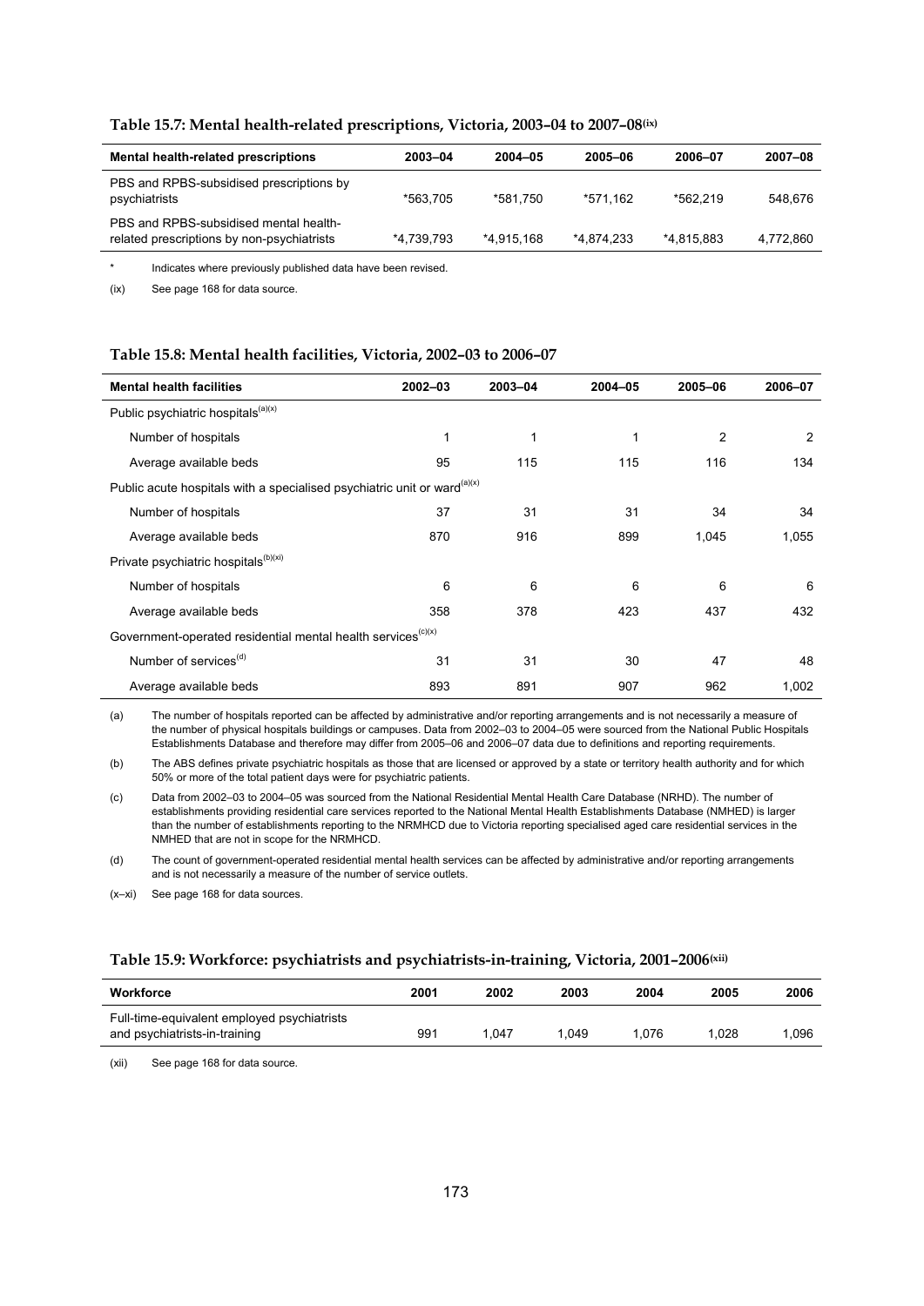#### Table 15.7: Mental health-related prescriptions, Victoria, 2003–04 to 2007–08[ix]

| Mental health-related prescriptions | 2003–04 | 2004–05 | 2005–06 | 2006–07 | 2007–08 |
|---|---|---|---|---|---|
| PBS and RPBS-subsidised prescriptions by psychiatrists | *563,705 | *581,750 | *571,162 | *562,219 | 548,676 |
| PBS and RPBS-subsidised mental health-related prescriptions by non-psychiatrists | *4,739,793 | *4,915,168 | *4,874,233 | *4,815,883 | 4,772,860 |

\* Indicates where previously published data have been revised.

(ix) See page 168 for data source.

#### Table 15.8: Mental health facilities, Victoria, 2002–03 to 2006–07

| Mental health facilities | 2002–03 | 2003–04 | 2004–05 | 2005–06 | 2006–07 |
|---|---|---|---|---|---|
| Public psychiatric hospitals[(a)(x)] | | | | | |
| Number of hospitals | 1 | 1 | 1 | 2 | 2 |
| Average available beds | 95 | 115 | 115 | 116 | 134 |
| Public acute hospitals with a specialised psychiatric unit or ward[(a)(x)] | | | | | |
| Number of hospitals | 37 | 31 | 31 | 34 | 34 |
| Average available beds | 870 | 916 | 899 | 1,045 | 1,055 |
| Private psychiatric hospitals[(b)(xi)] | | | | | |
| Number of hospitals | 6 | 6 | 6 | 6 | 6 |
| Average available beds | 358 | 378 | 423 | 437 | 432 |
| Government-operated residential mental health services[(c)(x)] | | | | | |
| Number of services[(d)] | 31 | 31 | 30 | 47 | 48 |
| Average available beds | 893 | 891 | 907 | 962 | 1,002 |

(a) The number of hospitals reported can be affected by administrative and/or reporting arrangements and is not necessarily a measure of the number of physical hospitals buildings or campuses. Data from 2002–03 to 2004–05 were sourced from the National Public Hospitals Establishments Database and therefore may differ from 2005–06 and 2006–07 data due to definitions and reporting requirements.

(b) The ABS defines private psychiatric hospitals as those that are licensed or approved by a state or territory health authority and for which 50% or more of the total patient days were for psychiatric patients.

(c) Data from 2002–03 to 2004–05 was sourced from the National Residential Mental Health Care Database (NRHD). The number of establishments providing residential care services reported to the National Mental Health Establishments Database (NMHED) is larger than the number of establishments reporting to the NRMHCD due to Victoria reporting specialised aged care residential services in the NMHED that are not in scope for the NRMHCD.

(d) The count of government-operated residential mental health services can be affected by administrative and/or reporting arrangements and is not necessarily a measure of the number of service outlets.

(x–xi) See page 168 for data sources.

#### Table 15.9: Workforce: psychiatrists and psychiatrists-in-training, Victoria, 2001–2006[xii]

| Workforce | 2001 | 2002 | 2003 | 2004 | 2005 | 2006 |
|---|---|---|---|---|---|---|
| Full-time-equivalent employed psychiatrists and psychiatrists-in-training | 991 | 1,047 | 1,049 | 1,076 | 1,028 | 1,096 |

(xii) See page 168 for data source.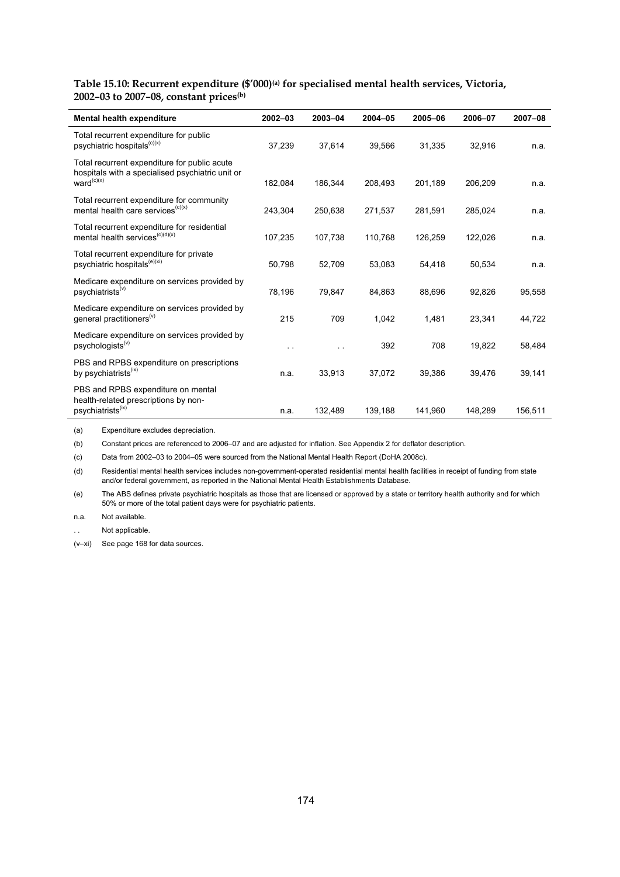**Table 15.10: Recurrent expenditure ($'000)[(a)] for specialised mental health services, Victoria, 2002–03 to 2007–08, constant prices[(b)]**

| Mental health expenditure | 2002–03 | 2003–04 | 2004–05 | 2005–06 | 2006–07 | 2007–08 |
|---|---|---|---|---|---|---|
| Total recurrent expenditure for public psychiatric hospitals[(c)(x)] | 37,239 | 37,614 | 39,566 | 31,335 | 32,916 | n.a. |
| Total recurrent expenditure for public acute hospitals with a specialised psychiatric unit or ward[(c)(x)] | 182,084 | 186,344 | 208,493 | 201,189 | 206,209 | n.a. |
| Total recurrent expenditure for community mental health care services[(c)(x)] | 243,304 | 250,638 | 271,537 | 281,591 | 285,024 | n.a. |
| Total recurrent expenditure for residential mental health services[(c)(d)(x)] | 107,235 | 107,738 | 110,768 | 126,259 | 122,026 | n.a. |
| Total recurrent expenditure for private psychiatric hospitals[(e)(xi)] | 50,798 | 52,709 | 53,083 | 54,418 | 50,534 | n.a. |
| Medicare expenditure on services provided by psychiatrists[(v)] | 78,196 | 79,847 | 84,863 | 88,696 | 92,826 | 95,558 |
| Medicare expenditure on services provided by general practitioners[(v)] | 215 | 709 | 1,042 | 1,481 | 23,341 | 44,722 |
| Medicare expenditure on services provided by psychologists[(v)] | . . | . . | 392 | 708 | 19,822 | 58,484 |
| PBS and RPBS expenditure on prescriptions by psychiatrists[(ix)] | n.a. | 33,913 | 37,072 | 39,386 | 39,476 | 39,141 |
| PBS and RPBS expenditure on mental health-related prescriptions by non-psychiatrists[(ix)] | n.a. | 132,489 | 139,188 | 141,960 | 148,289 | 156,511 |

(a) Expenditure excludes depreciation.

(b) Constant prices are referenced to 2006–07 and are adjusted for inflation. See Appendix 2 for deflator description.

(c) Data from 2002–03 to 2004–05 were sourced from the National Mental Health Report (DoHA 2008c).

(d) Residential mental health services includes non-government-operated residential mental health facilities in receipt of funding from state and/or federal government, as reported in the National Mental Health Establishments Database.

(e) The ABS defines private psychiatric hospitals as those that are licensed or approved by a state or territory health authority and for which 50% or more of the total patient days were for psychiatric patients.

n.a. Not available.

. . Not applicable.

(v–xi) See page 168 for data sources.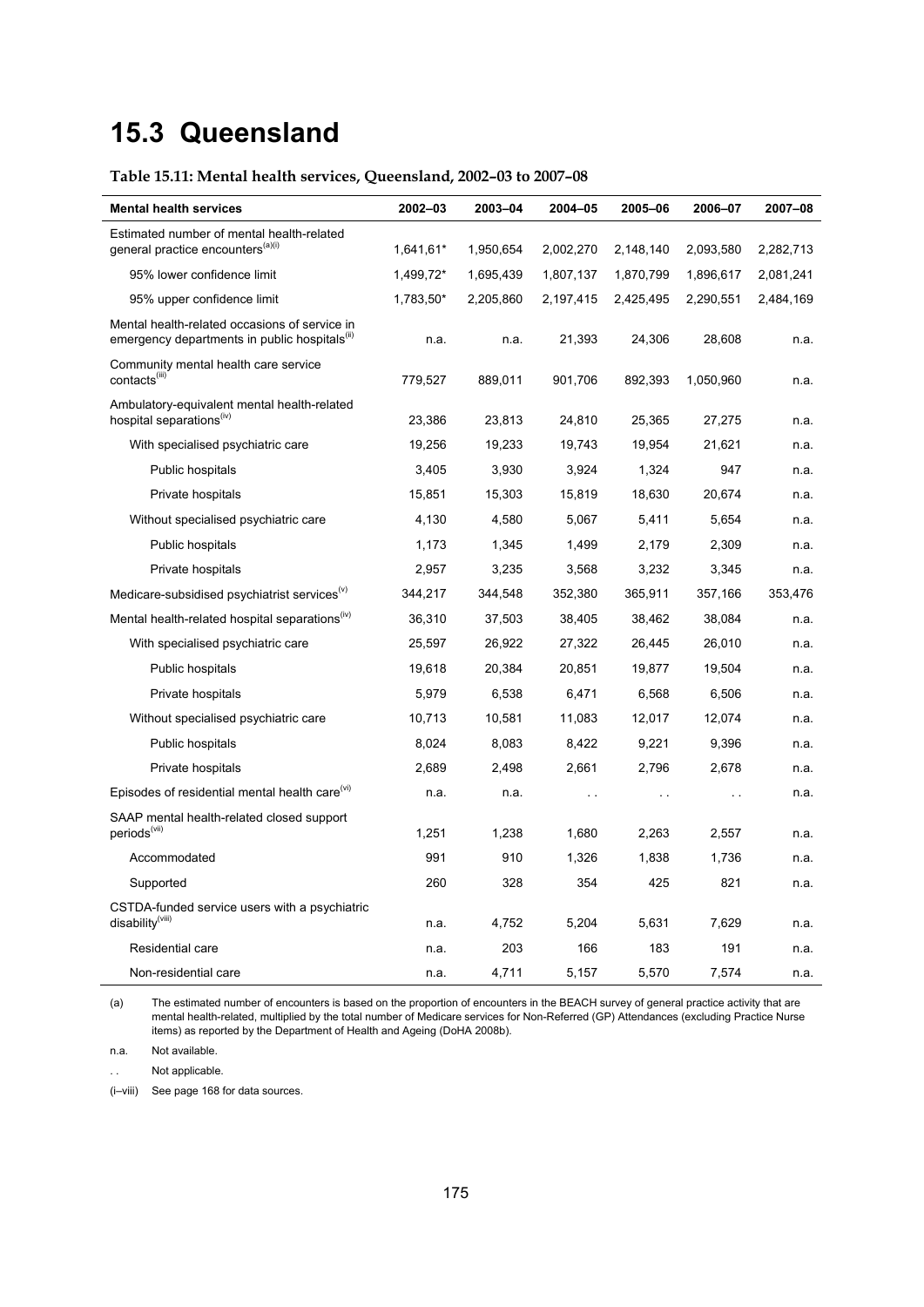# 15.3 Queensland

**Table 15.11: Mental health services, Queensland, 2002–03 to 2007–08**

| Mental health services | 2002–03 | 2003–04 | 2004–05 | 2005–06 | 2006–07 | 2007–08 |
|---|---|---|---|---|---|---|
| Estimated number of mental health-related general practice encounters(a)(i) | 1,641,61* | 1,950,654 | 2,002,270 | 2,148,140 | 2,093,580 | 2,282,713 |
| 95% lower confidence limit | 1,499,72* | 1,695,439 | 1,807,137 | 1,870,799 | 1,896,617 | 2,081,241 |
| 95% upper confidence limit | 1,783,50* | 2,205,860 | 2,197,415 | 2,425,495 | 2,290,551 | 2,484,169 |
| Mental health-related occasions of service in emergency departments in public hospitals(ii) | n.a. | n.a. | 21,393 | 24,306 | 28,608 | n.a. |
| Community mental health care service contacts(iii) | 779,527 | 889,011 | 901,706 | 892,393 | 1,050,960 | n.a. |
| Ambulatory-equivalent mental health-related hospital separations(iv) | 23,386 | 23,813 | 24,810 | 25,365 | 27,275 | n.a. |
| With specialised psychiatric care | 19,256 | 19,233 | 19,743 | 19,954 | 21,621 | n.a. |
| Public hospitals | 3,405 | 3,930 | 3,924 | 1,324 | 947 | n.a. |
| Private hospitals | 15,851 | 15,303 | 15,819 | 18,630 | 20,674 | n.a. |
| Without specialised psychiatric care | 4,130 | 4,580 | 5,067 | 5,411 | 5,654 | n.a. |
| Public hospitals | 1,173 | 1,345 | 1,499 | 2,179 | 2,309 | n.a. |
| Private hospitals | 2,957 | 3,235 | 3,568 | 3,232 | 3,345 | n.a. |
| Medicare-subsidised psychiatrist services(v) | 344,217 | 344,548 | 352,380 | 365,911 | 357,166 | 353,476 |
| Mental health-related hospital separations(iv) | 36,310 | 37,503 | 38,405 | 38,462 | 38,084 | n.a. |
| With specialised psychiatric care | 25,597 | 26,922 | 27,322 | 26,445 | 26,010 | n.a. |
| Public hospitals | 19,618 | 20,384 | 20,851 | 19,877 | 19,504 | n.a. |
| Private hospitals | 5,979 | 6,538 | 6,471 | 6,568 | 6,506 | n.a. |
| Without specialised psychiatric care | 10,713 | 10,581 | 11,083 | 12,017 | 12,074 | n.a. |
| Public hospitals | 8,024 | 8,083 | 8,422 | 9,221 | 9,396 | n.a. |
| Private hospitals | 2,689 | 2,498 | 2,661 | 2,796 | 2,678 | n.a. |
| Episodes of residential mental health care(vi) | n.a. | n.a. | . . | . . | . . | n.a. |
| SAAP mental health-related closed support periods(vii) | 1,251 | 1,238 | 1,680 | 2,263 | 2,557 | n.a. |
| Accommodated | 991 | 910 | 1,326 | 1,838 | 1,736 | n.a. |
| Supported | 260 | 328 | 354 | 425 | 821 | n.a. |
| CSTDA-funded service users with a psychiatric disability(viii) | n.a. | 4,752 | 5,204 | 5,631 | 7,629 | n.a. |
| Residential care | n.a. | 203 | 166 | 183 | 191 | n.a. |
| Non-residential care | n.a. | 4,711 | 5,157 | 5,570 | 7,574 | n.a. |

(a) The estimated number of encounters is based on the proportion of encounters in the BEACH survey of general practice activity that are mental health-related, multiplied by the total number of Medicare services for Non-Referred (GP) Attendances (excluding Practice Nurse items) as reported by the Department of Health and Ageing (DoHA 2008b).

n.a. Not available.

. . Not applicable.

(i–viii) See page 168 for data sources.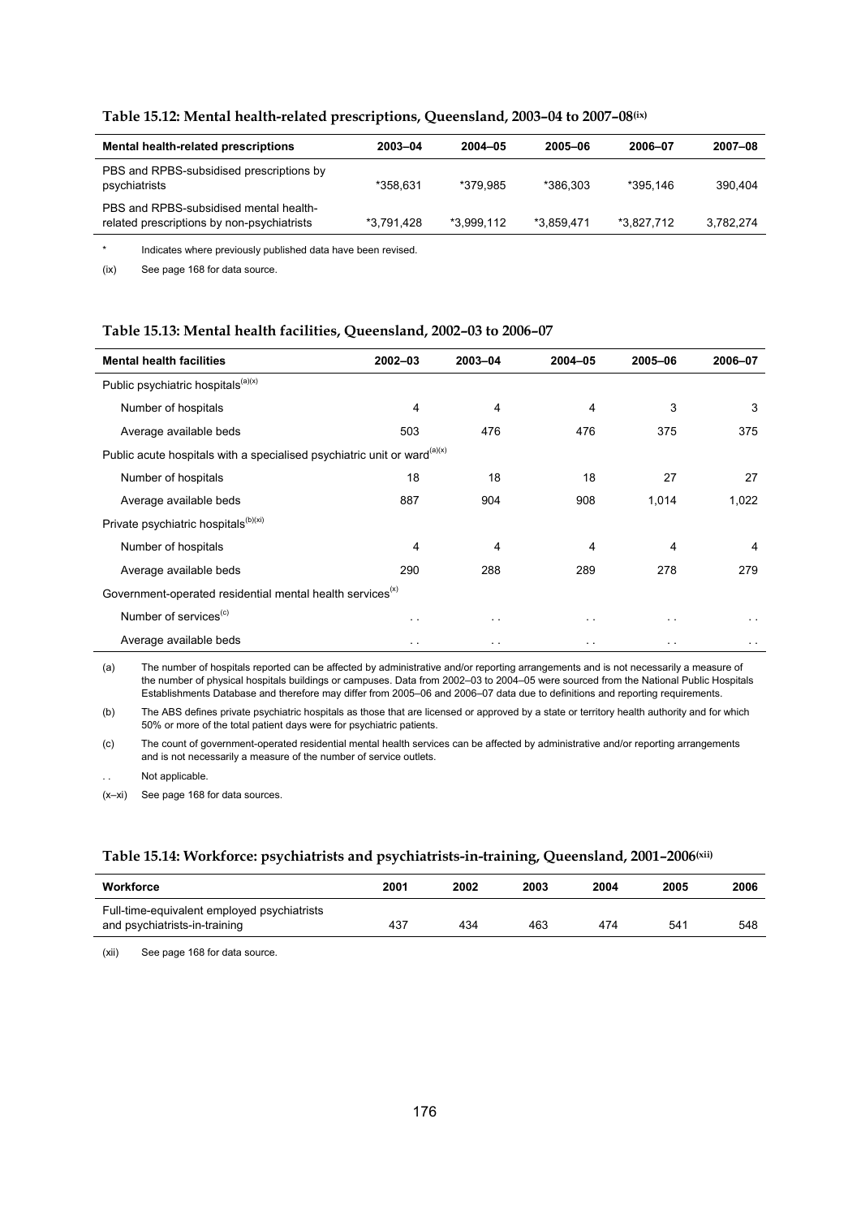### Table 15.12: Mental health-related prescriptions, Queensland, 2003–04 to 2007–08[(ix)]

| Mental health-related prescriptions | 2003–04 | 2004–05 | 2005–06 | 2006–07 | 2007–08 |
|---|---|---|---|---|---|
| PBS and RPBS-subsidised prescriptions by psychiatrists | *358,631 | *379,985 | *386,303 | *395,146 | 390,404 |
| PBS and RPBS-subsidised mental health-related prescriptions by non-psychiatrists | *3,791,428 | *3,999,112 | *3,859,471 | *3,827,712 | 3,782,274 |

\* Indicates where previously published data have been revised.

(ix) See page 168 for data source.

### Table 15.13: Mental health facilities, Queensland, 2002–03 to 2006–07

| Mental health facilities | 2002–03 | 2003–04 | 2004–05 | 2005–06 | 2006–07 |
|---|---|---|---|---|---|
| Public psychiatric hospitals[(a)(x)] | | | | | |
| Number of hospitals | 4 | 4 | 4 | 3 | 3 |
| Average available beds | 503 | 476 | 476 | 375 | 375 |
| Public acute hospitals with a specialised psychiatric unit or ward[(a)(x)] | | | | | |
| Number of hospitals | 18 | 18 | 18 | 27 | 27 |
| Average available beds | 887 | 904 | 908 | 1,014 | 1,022 |
| Private psychiatric hospitals[(b)(xi)] | | | | | |
| Number of hospitals | 4 | 4 | 4 | 4 | 4 |
| Average available beds | 290 | 288 | 289 | 278 | 279 |
| Government-operated residential mental health services[(x)] | | | | | |
| Number of services[(c)] | . . | . . | . . | . . | . . |
| Average available beds | . . | . . | . . | . . | . . |

(a) The number of hospitals reported can be affected by administrative and/or reporting arrangements and is not necessarily a measure of the number of physical hospitals buildings or campuses. Data from 2002–03 to 2004–05 were sourced from the National Public Hospitals Establishments Database and therefore may differ from 2005–06 and 2006–07 data due to definitions and reporting requirements.

(b) The ABS defines private psychiatric hospitals as those that are licensed or approved by a state or territory health authority and for which 50% or more of the total patient days were for psychiatric patients.

(c) The count of government-operated residential mental health services can be affected by administrative and/or reporting arrangements and is not necessarily a measure of the number of service outlets.

. . Not applicable.

(x–xi) See page 168 for data sources.

### Table 15.14: Workforce: psychiatrists and psychiatrists-in-training, Queensland, 2001–2006[(xii)]

| Workforce | 2001 | 2002 | 2003 | 2004 | 2005 | 2006 |
|---|---|---|---|---|---|---|
| Full-time-equivalent employed psychiatrists and psychiatrists-in-training | 437 | 434 | 463 | 474 | 541 | 548 |

(xii) See page 168 for data source.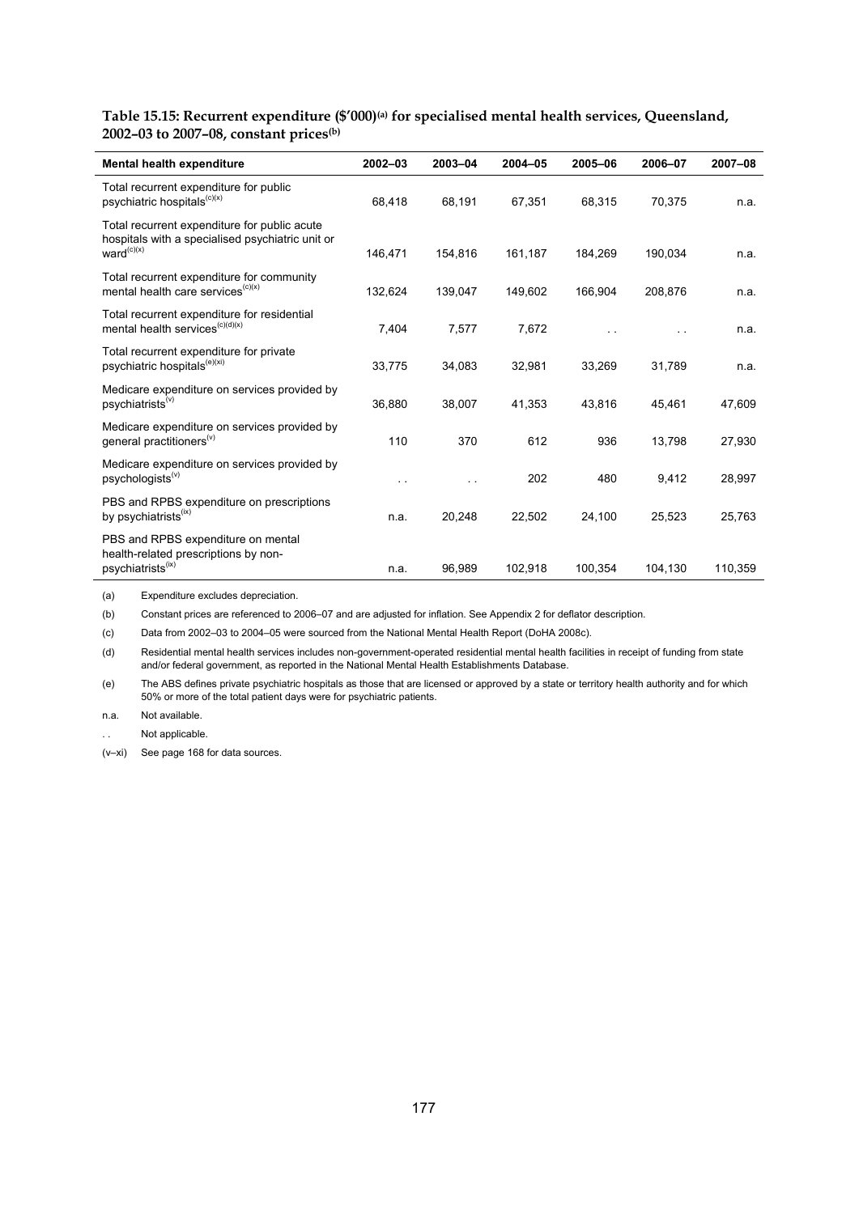**Table 15.15: Recurrent expenditure ($'000)[(a)] for specialised mental health services, Queensland, 2002–03 to 2007–08, constant prices[(b)]**

| Mental health expenditure | 2002–03 | 2003–04 | 2004–05 | 2005–06 | 2006–07 | 2007–08 |
|---|---|---|---|---|---|---|
| Total recurrent expenditure for public psychiatric hospitals[(c)(x)] | 68,418 | 68,191 | 67,351 | 68,315 | 70,375 | n.a. |
| Total recurrent expenditure for public acute hospitals with a specialised psychiatric unit or ward[(c)(x)] | 146,471 | 154,816 | 161,187 | 184,269 | 190,034 | n.a. |
| Total recurrent expenditure for community mental health care services[(c)(x)] | 132,624 | 139,047 | 149,602 | 166,904 | 208,876 | n.a. |
| Total recurrent expenditure for residential mental health services[(c)(d)(x)] | 7,404 | 7,577 | 7,672 | . . | . . | n.a. |
| Total recurrent expenditure for private psychiatric hospitals[(e)(xi)] | 33,775 | 34,083 | 32,981 | 33,269 | 31,789 | n.a. |
| Medicare expenditure on services provided by psychiatrists[(v)] | 36,880 | 38,007 | 41,353 | 43,816 | 45,461 | 47,609 |
| Medicare expenditure on services provided by general practitioners[(v)] | 110 | 370 | 612 | 936 | 13,798 | 27,930 |
| Medicare expenditure on services provided by psychologists[(v)] | . . | . . | 202 | 480 | 9,412 | 28,997 |
| PBS and RPBS expenditure on prescriptions by psychiatrists[(ix)] | n.a. | 20,248 | 22,502 | 24,100 | 25,523 | 25,763 |
| PBS and RPBS expenditure on mental health-related prescriptions by non-psychiatrists[(ix)] | n.a. | 96,989 | 102,918 | 100,354 | 104,130 | 110,359 |

(a) Expenditure excludes depreciation.

(b) Constant prices are referenced to 2006–07 and are adjusted for inflation. See Appendix 2 for deflator description.

(c) Data from 2002–03 to 2004–05 were sourced from the National Mental Health Report (DoHA 2008c).

(d) Residential mental health services includes non-government-operated residential mental health facilities in receipt of funding from state and/or federal government, as reported in the National Mental Health Establishments Database.

(e) The ABS defines private psychiatric hospitals as those that are licensed or approved by a state or territory health authority and for which 50% or more of the total patient days were for psychiatric patients.

n.a. Not available.

. . Not applicable.

(v–xi) See page 168 for data sources.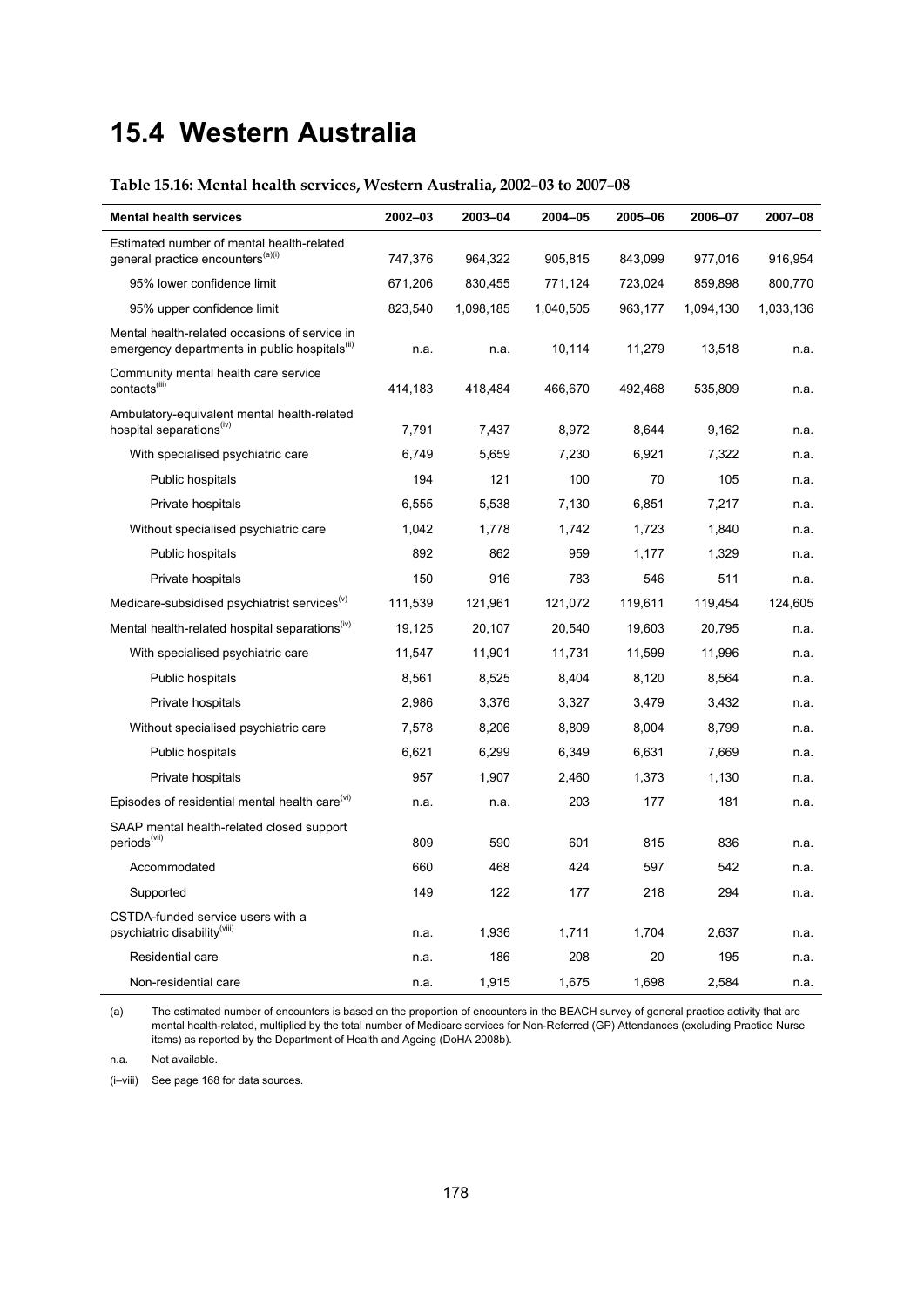# 15.4 Western Australia

**Table 15.16: Mental health services, Western Australia, 2002–03 to 2007–08**

| Mental health services | 2002–03 | 2003–04 | 2004–05 | 2005–06 | 2006–07 | 2007–08 |
|---|---|---|---|---|---|---|
| Estimated number of mental health-related general practice encounters[(a)(i)] | 747,376 | 964,322 | 905,815 | 843,099 | 977,016 | 916,954 |
| 95% lower confidence limit | 671,206 | 830,455 | 771,124 | 723,024 | 859,898 | 800,770 |
| 95% upper confidence limit | 823,540 | 1,098,185 | 1,040,505 | 963,177 | 1,094,130 | 1,033,136 |
| Mental health-related occasions of service in emergency departments in public hospitals[(ii)] | n.a. | n.a. | 10,114 | 11,279 | 13,518 | n.a. |
| Community mental health care service contacts[(iii)] | 414,183 | 418,484 | 466,670 | 492,468 | 535,809 | n.a. |
| Ambulatory-equivalent mental health-related hospital separations[(iv)] | 7,791 | 7,437 | 8,972 | 8,644 | 9,162 | n.a. |
| With specialised psychiatric care | 6,749 | 5,659 | 7,230 | 6,921 | 7,322 | n.a. |
| Public hospitals | 194 | 121 | 100 | 70 | 105 | n.a. |
| Private hospitals | 6,555 | 5,538 | 7,130 | 6,851 | 7,217 | n.a. |
| Without specialised psychiatric care | 1,042 | 1,778 | 1,742 | 1,723 | 1,840 | n.a. |
| Public hospitals | 892 | 862 | 959 | 1,177 | 1,329 | n.a. |
| Private hospitals | 150 | 916 | 783 | 546 | 511 | n.a. |
| Medicare-subsidised psychiatrist services[(v)] | 111,539 | 121,961 | 121,072 | 119,611 | 119,454 | 124,605 |
| Mental health-related hospital separations[(iv)] | 19,125 | 20,107 | 20,540 | 19,603 | 20,795 | n.a. |
| With specialised psychiatric care | 11,547 | 11,901 | 11,731 | 11,599 | 11,996 | n.a. |
| Public hospitals | 8,561 | 8,525 | 8,404 | 8,120 | 8,564 | n.a. |
| Private hospitals | 2,986 | 3,376 | 3,327 | 3,479 | 3,432 | n.a. |
| Without specialised psychiatric care | 7,578 | 8,206 | 8,809 | 8,004 | 8,799 | n.a. |
| Public hospitals | 6,621 | 6,299 | 6,349 | 6,631 | 7,669 | n.a. |
| Private hospitals | 957 | 1,907 | 2,460 | 1,373 | 1,130 | n.a. |
| Episodes of residential mental health care[(vi)] | n.a. | n.a. | 203 | 177 | 181 | n.a. |
| SAAP mental health-related closed support periods[(vii)] | 809 | 590 | 601 | 815 | 836 | n.a. |
| Accommodated | 660 | 468 | 424 | 597 | 542 | n.a. |
| Supported | 149 | 122 | 177 | 218 | 294 | n.a. |
| CSTDA-funded service users with a psychiatric disability[(viii)] | n.a. | 1,936 | 1,711 | 1,704 | 2,637 | n.a. |
| Residential care | n.a. | 186 | 208 | 20 | 195 | n.a. |
| Non-residential care | n.a. | 1,915 | 1,675 | 1,698 | 2,584 | n.a. |

(a) The estimated number of encounters is based on the proportion of encounters in the BEACH survey of general practice activity that are mental health-related, multiplied by the total number of Medicare services for Non-Referred (GP) Attendances (excluding Practice Nurse items) as reported by the Department of Health and Ageing (DoHA 2008b).

n.a. Not available.

(i–viii) See page 168 for data sources.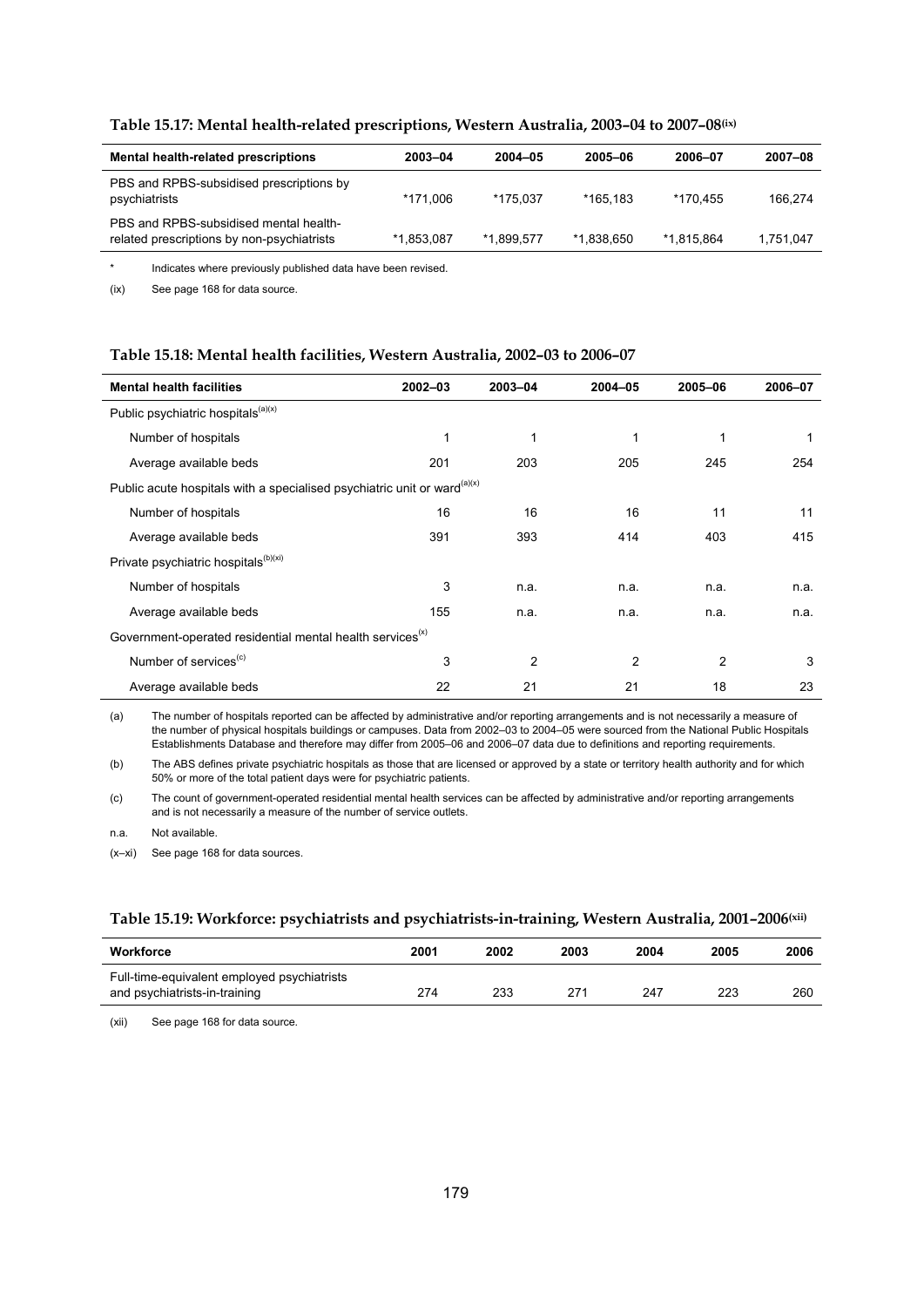**Table 15.17: Mental health-related prescriptions, Western Australia, 2003–04 to 2007–08[ix]**

| Mental health-related prescriptions | 2003–04 | 2004–05 | 2005–06 | 2006–07 | 2007–08 |
|---|---|---|---|---|---|
| PBS and RPBS-subsidised prescriptions by psychiatrists | *171,006 | *175,037 | *165,183 | *170,455 | 166,274 |
| PBS and RPBS-subsidised mental health-related prescriptions by non-psychiatrists | *1,853,087 | *1,899,577 | *1,838,650 | *1,815,864 | 1,751,047 |

\* Indicates where previously published data have been revised.

(ix) See page 168 for data source.

**Table 15.18: Mental health facilities, Western Australia, 2002–03 to 2006–07**

| Mental health facilities | 2002–03 | 2003–04 | 2004–05 | 2005–06 | 2006–07 |
|---|---|---|---|---|---|
| Public psychiatric hospitals[(a)(x)] | | | | | |
| Number of hospitals | 1 | 1 | 1 | 1 | 1 |
| Average available beds | 201 | 203 | 205 | 245 | 254 |
| Public acute hospitals with a specialised psychiatric unit or ward[(a)(x)] | | | | | |
| Number of hospitals | 16 | 16 | 16 | 11 | 11 |
| Average available beds | 391 | 393 | 414 | 403 | 415 |
| Private psychiatric hospitals[(b)(xi)] | | | | | |
| Number of hospitals | 3 | n.a. | n.a. | n.a. | n.a. |
| Average available beds | 155 | n.a. | n.a. | n.a. | n.a. |
| Government-operated residential mental health services[(x)] | | | | | |
| Number of services[(c)] | 3 | 2 | 2 | 2 | 3 |
| Average available beds | 22 | 21 | 21 | 18 | 23 |

(a) The number of hospitals reported can be affected by administrative and/or reporting arrangements and is not necessarily a measure of the number of physical hospitals buildings or campuses. Data from 2002–03 to 2004–05 were sourced from the National Public Hospitals Establishments Database and therefore may differ from 2005–06 and 2006–07 data due to definitions and reporting requirements.

(b) The ABS defines private psychiatric hospitals as those that are licensed or approved by a state or territory health authority and for which 50% or more of the total patient days were for psychiatric patients.

(c) The count of government-operated residential mental health services can be affected by administrative and/or reporting arrangements and is not necessarily a measure of the number of service outlets.

n.a. Not available.

(x–xi) See page 168 for data sources.

**Table 15.19: Workforce: psychiatrists and psychiatrists-in-training, Western Australia, 2001–2006[xii]**

| Workforce | 2001 | 2002 | 2003 | 2004 | 2005 | 2006 |
|---|---|---|---|---|---|---|
| Full-time-equivalent employed psychiatrists and psychiatrists-in-training | 274 | 233 | 271 | 247 | 223 | 260 |

(xii) See page 168 for data source.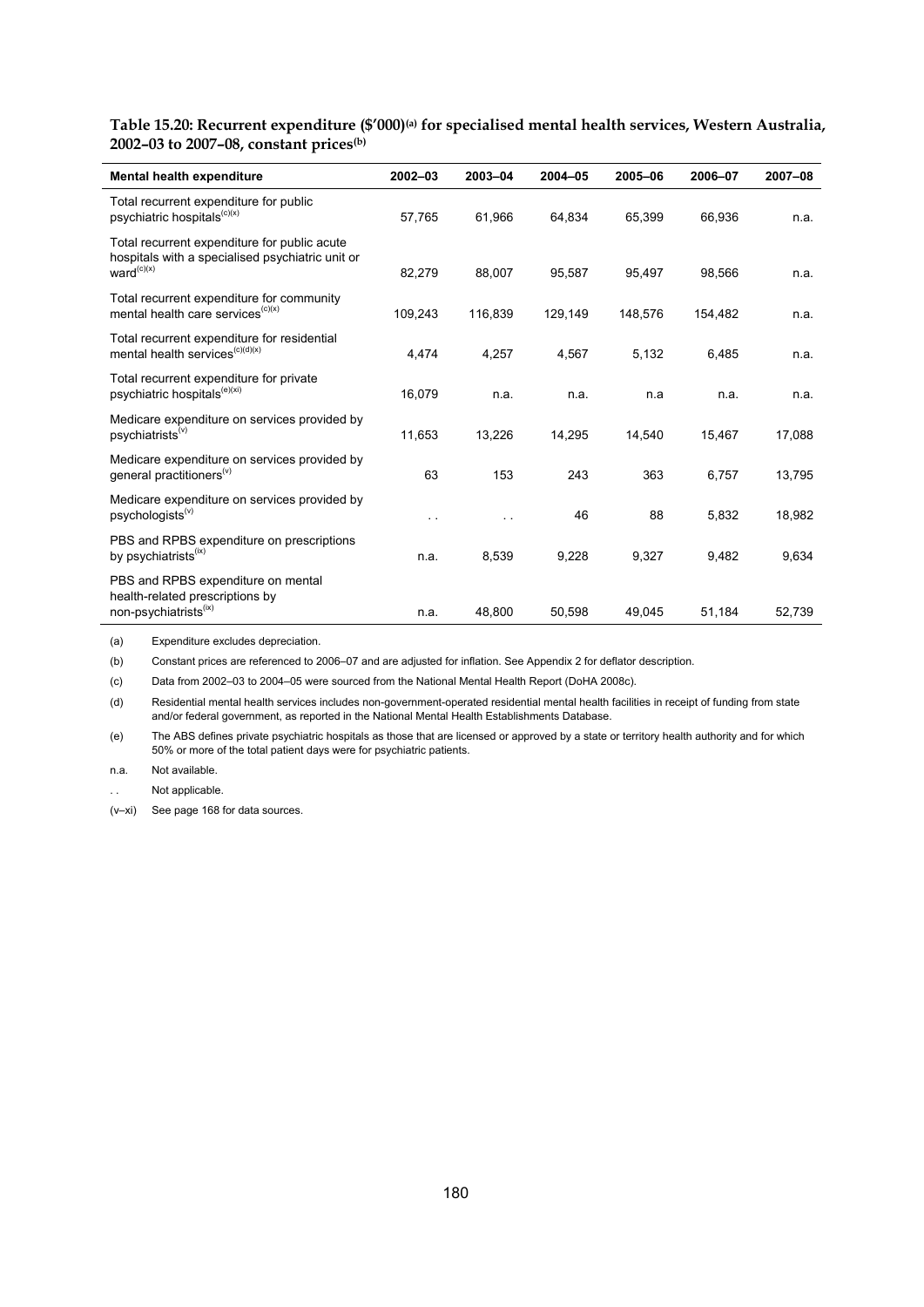**Table 15.20: Recurrent expenditure ($'000)[(a)] for specialised mental health services, Western Australia, 2002–03 to 2007–08, constant prices[(b)]**

| Mental health expenditure | 2002–03 | 2003–04 | 2004–05 | 2005–06 | 2006–07 | 2007–08 |
|---|---|---|---|---|---|---|
| Total recurrent expenditure for public psychiatric hospitals[(c)(x)] | 57,765 | 61,966 | 64,834 | 65,399 | 66,936 | n.a. |
| Total recurrent expenditure for public acute hospitals with a specialised psychiatric unit or ward[(c)(x)] | 82,279 | 88,007 | 95,587 | 95,497 | 98,566 | n.a. |
| Total recurrent expenditure for community mental health care services[(c)(x)] | 109,243 | 116,839 | 129,149 | 148,576 | 154,482 | n.a. |
| Total recurrent expenditure for residential mental health services[(c)(d)(x)] | 4,474 | 4,257 | 4,567 | 5,132 | 6,485 | n.a. |
| Total recurrent expenditure for private psychiatric hospitals[(e)(xi)] | 16,079 | n.a. | n.a. | n.a | n.a. | n.a. |
| Medicare expenditure on services provided by psychiatrists[(v)] | 11,653 | 13,226 | 14,295 | 14,540 | 15,467 | 17,088 |
| Medicare expenditure on services provided by general practitioners[(v)] | 63 | 153 | 243 | 363 | 6,757 | 13,795 |
| Medicare expenditure on services provided by psychologists[(v)] | . . | . . | 46 | 88 | 5,832 | 18,982 |
| PBS and RPBS expenditure on prescriptions by psychiatrists[(ix)] | n.a. | 8,539 | 9,228 | 9,327 | 9,482 | 9,634 |
| PBS and RPBS expenditure on mental health-related prescriptions by non-psychiatrists[(ix)] | n.a. | 48,800 | 50,598 | 49,045 | 51,184 | 52,739 |

(a) Expenditure excludes depreciation.

(b) Constant prices are referenced to 2006–07 and are adjusted for inflation. See Appendix 2 for deflator description.

(c) Data from 2002–03 to 2004–05 were sourced from the National Mental Health Report (DoHA 2008c).

(d) Residential mental health services includes non-government-operated residential mental health facilities in receipt of funding from state and/or federal government, as reported in the National Mental Health Establishments Database.

(e) The ABS defines private psychiatric hospitals as those that are licensed or approved by a state or territory health authority and for which 50% or more of the total patient days were for psychiatric patients.

n.a. Not available.

. . Not applicable.

(v–xi) See page 168 for data sources.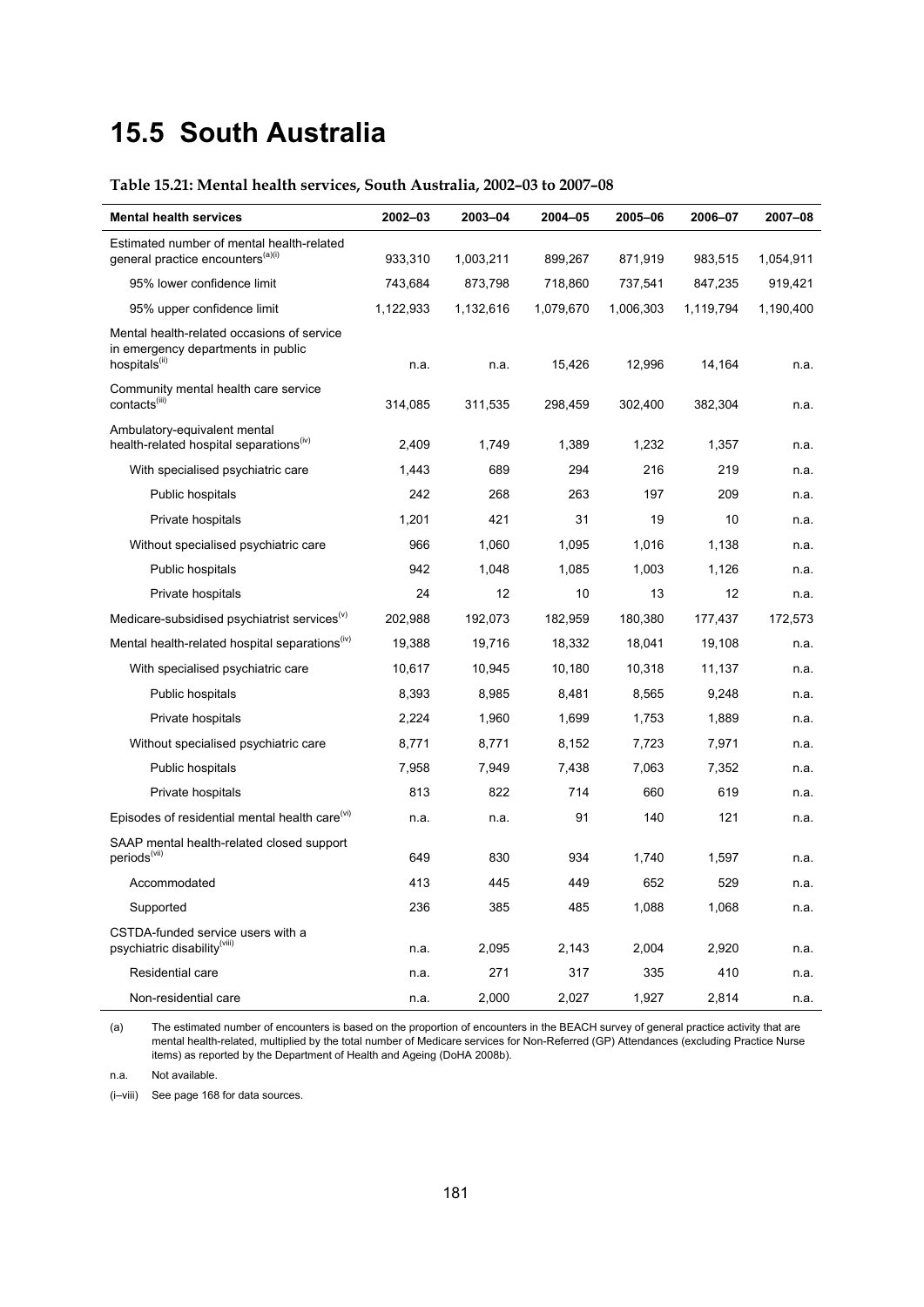# 15.5 South Australia

**Table 15.21: Mental health services, South Australia, 2002–03 to 2007–08**

| Mental health services | 2002–03 | 2003–04 | 2004–05 | 2005–06 | 2006–07 | 2007–08 |
|---|---|---|---|---|---|---|
| Estimated number of mental health-related general practice encounters[(a)(i)] | 933,310 | 1,003,211 | 899,267 | 871,919 | 983,515 | 1,054,911 |
| 95% lower confidence limit | 743,684 | 873,798 | 718,860 | 737,541 | 847,235 | 919,421 |
| 95% upper confidence limit | 1,122,933 | 1,132,616 | 1,079,670 | 1,006,303 | 1,119,794 | 1,190,400 |
| Mental health-related occasions of service in emergency departments in public hospitals[(ii)] | n.a. | n.a. | 15,426 | 12,996 | 14,164 | n.a. |
| Community mental health care service contacts[(iii)] | 314,085 | 311,535 | 298,459 | 302,400 | 382,304 | n.a. |
| Ambulatory-equivalent mental health-related hospital separations[(iv)] | 2,409 | 1,749 | 1,389 | 1,232 | 1,357 | n.a. |
| With specialised psychiatric care | 1,443 | 689 | 294 | 216 | 219 | n.a. |
| Public hospitals | 242 | 268 | 263 | 197 | 209 | n.a. |
| Private hospitals | 1,201 | 421 | 31 | 19 | 10 | n.a. |
| Without specialised psychiatric care | 966 | 1,060 | 1,095 | 1,016 | 1,138 | n.a. |
| Public hospitals | 942 | 1,048 | 1,085 | 1,003 | 1,126 | n.a. |
| Private hospitals | 24 | 12 | 10 | 13 | 12 | n.a. |
| Medicare-subsidised psychiatrist services[(v)] | 202,988 | 192,073 | 182,959 | 180,380 | 177,437 | 172,573 |
| Mental health-related hospital separations[(iv)] | 19,388 | 19,716 | 18,332 | 18,041 | 19,108 | n.a. |
| With specialised psychiatric care | 10,617 | 10,945 | 10,180 | 10,318 | 11,137 | n.a. |
| Public hospitals | 8,393 | 8,985 | 8,481 | 8,565 | 9,248 | n.a. |
| Private hospitals | 2,224 | 1,960 | 1,699 | 1,753 | 1,889 | n.a. |
| Without specialised psychiatric care | 8,771 | 8,771 | 8,152 | 7,723 | 7,971 | n.a. |
| Public hospitals | 7,958 | 7,949 | 7,438 | 7,063 | 7,352 | n.a. |
| Private hospitals | 813 | 822 | 714 | 660 | 619 | n.a. |
| Episodes of residential mental health care[(vi)] | n.a. | n.a. | 91 | 140 | 121 | n.a. |
| SAAP mental health-related closed support periods[(vii)] | 649 | 830 | 934 | 1,740 | 1,597 | n.a. |
| Accommodated | 413 | 445 | 449 | 652 | 529 | n.a. |
| Supported | 236 | 385 | 485 | 1,088 | 1,068 | n.a. |
| CSTDA-funded service users with a psychiatric disability[(viii)] | n.a. | 2,095 | 2,143 | 2,004 | 2,920 | n.a. |
| Residential care | n.a. | 271 | 317 | 335 | 410 | n.a. |
| Non-residential care | n.a. | 2,000 | 2,027 | 1,927 | 2,814 | n.a. |

(a) The estimated number of encounters is based on the proportion of encounters in the BEACH survey of general practice activity that are mental health-related, multiplied by the total number of Medicare services for Non-Referred (GP) Attendances (excluding Practice Nurse items) as reported by the Department of Health and Ageing (DoHA 2008b).

n.a. Not available.

(i–viii) See page 168 for data sources.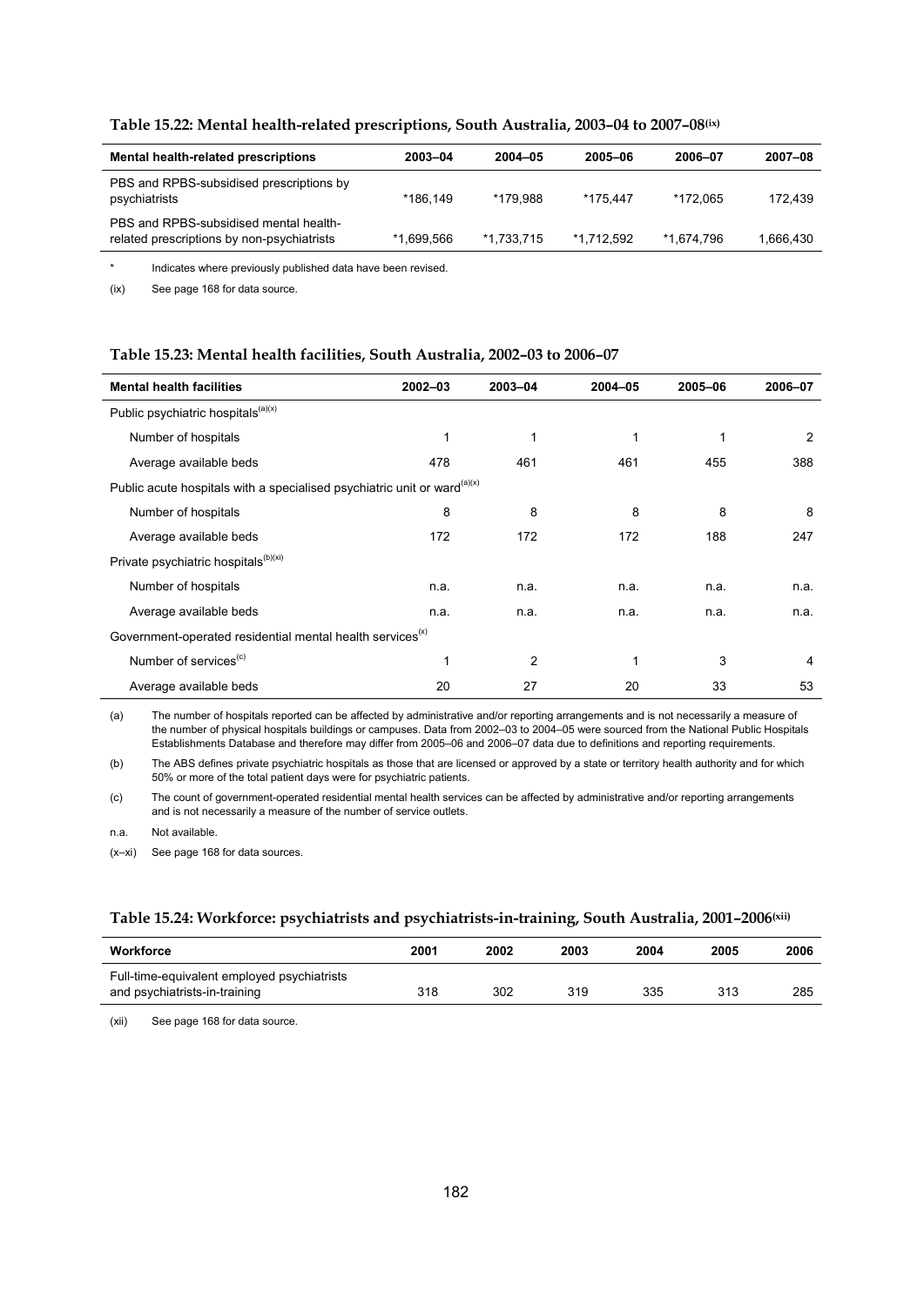#### Table 15.22: Mental health-related prescriptions, South Australia, 2003–04 to 2007–08(ix)

| Mental health-related prescriptions | 2003–04 | 2004–05 | 2005–06 | 2006–07 | 2007–08 |
|---|---|---|---|---|---|
| PBS and RPBS-subsidised prescriptions by psychiatrists | *186,149 | *179,988 | *175,447 | *172,065 | 172,439 |
| PBS and RPBS-subsidised mental health-related prescriptions by non-psychiatrists | *1,699,566 | *1,733,715 | *1,712,592 | *1,674,796 | 1,666,430 |

\* Indicates where previously published data have been revised.

(ix) See page 168 for data source.

#### Table 15.23: Mental health facilities, South Australia, 2002–03 to 2006–07

| Mental health facilities | 2002–03 | 2003–04 | 2004–05 | 2005–06 | 2006–07 |
|---|---|---|---|---|---|
| Public psychiatric hospitals(a)(x) | | | | | |
| Number of hospitals | 1 | 1 | 1 | 1 | 2 |
| Average available beds | 478 | 461 | 461 | 455 | 388 |
| Public acute hospitals with a specialised psychiatric unit or ward(a)(x) | | | | | |
| Number of hospitals | 8 | 8 | 8 | 8 | 8 |
| Average available beds | 172 | 172 | 172 | 188 | 247 |
| Private psychiatric hospitals(b)(xi) | | | | | |
| Number of hospitals | n.a. | n.a. | n.a. | n.a. | n.a. |
| Average available beds | n.a. | n.a. | n.a. | n.a. | n.a. |
| Government-operated residential mental health services(x) | | | | | |
| Number of services(c) | 1 | 2 | 1 | 3 | 4 |
| Average available beds | 20 | 27 | 20 | 33 | 53 |

(a) The number of hospitals reported can be affected by administrative and/or reporting arrangements and is not necessarily a measure of the number of physical hospitals buildings or campuses. Data from 2002–03 to 2004–05 were sourced from the National Public Hospitals Establishments Database and therefore may differ from 2005–06 and 2006–07 data due to definitions and reporting requirements.

(b) The ABS defines private psychiatric hospitals as those that are licensed or approved by a state or territory health authority and for which 50% or more of the total patient days were for psychiatric patients.

(c) The count of government-operated residential mental health services can be affected by administrative and/or reporting arrangements and is not necessarily a measure of the number of service outlets.

n.a. Not available.

(x–xi) See page 168 for data sources.

#### Table 15.24: Workforce: psychiatrists and psychiatrists-in-training, South Australia, 2001–2006(xii)

| Workforce | 2001 | 2002 | 2003 | 2004 | 2005 | 2006 |
|---|---|---|---|---|---|---|
| Full-time-equivalent employed psychiatrists and psychiatrists-in-training | 318 | 302 | 319 | 335 | 313 | 285 |

(xii) See page 168 for data source.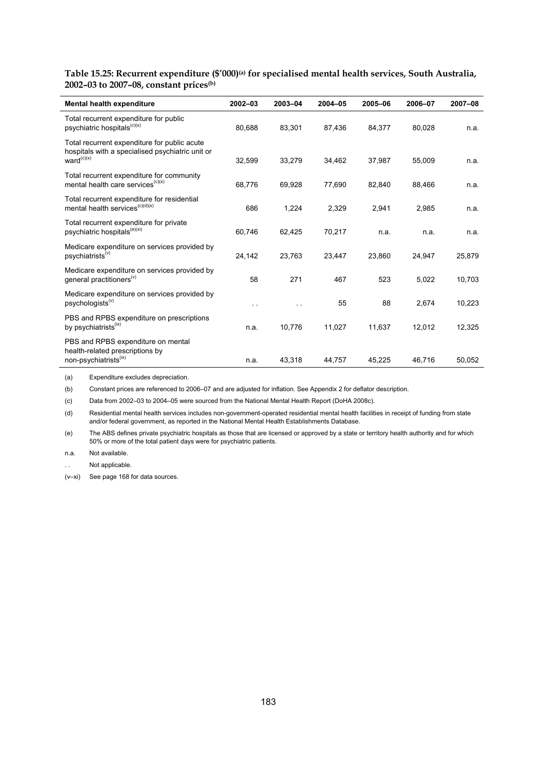**Table 15.25: Recurrent expenditure ($'000)[(a)] for specialised mental health services, South Australia, 2002–03 to 2007–08, constant prices[(b)]**

| Mental health expenditure | 2002–03 | 2003–04 | 2004–05 | 2005–06 | 2006–07 | 2007–08 |
|---|---|---|---|---|---|---|
| Total recurrent expenditure for public psychiatric hospitals[(c)(x)] | 80,688 | 83,301 | 87,436 | 84,377 | 80,028 | n.a. |
| Total recurrent expenditure for public acute hospitals with a specialised psychiatric unit or ward[(c)(x)] | 32,599 | 33,279 | 34,462 | 37,987 | 55,009 | n.a. |
| Total recurrent expenditure for community mental health care services[(c)(x)] | 68,776 | 69,928 | 77,690 | 82,840 | 88,466 | n.a. |
| Total recurrent expenditure for residential mental health services[(c)(d)(x)] | 686 | 1,224 | 2,329 | 2,941 | 2,985 | n.a. |
| Total recurrent expenditure for private psychiatric hospitals[(e)(xi)] | 60,746 | 62,425 | 70,217 | n.a. | n.a. | n.a. |
| Medicare expenditure on services provided by psychiatrists[(v)] | 24,142 | 23,763 | 23,447 | 23,860 | 24,947 | 25,879 |
| Medicare expenditure on services provided by general practitioners[(v)] | 58 | 271 | 467 | 523 | 5,022 | 10,703 |
| Medicare expenditure on services provided by psychologists[(v)] | . . | . . | 55 | 88 | 2,674 | 10,223 |
| PBS and RPBS expenditure on prescriptions by psychiatrists[(ix)] | n.a. | 10,776 | 11,027 | 11,637 | 12,012 | 12,325 |
| PBS and RPBS expenditure on mental health-related prescriptions by non-psychiatrists[(ix)] | n.a. | 43,318 | 44,757 | 45,225 | 46,716 | 50,052 |

(a) Expenditure excludes depreciation.

(b) Constant prices are referenced to 2006–07 and are adjusted for inflation. See Appendix 2 for deflator description.

(c) Data from 2002–03 to 2004–05 were sourced from the National Mental Health Report (DoHA 2008c).

(d) Residential mental health services includes non-government-operated residential mental health facilities in receipt of funding from state and/or federal government, as reported in the National Mental Health Establishments Database.

(e) The ABS defines private psychiatric hospitals as those that are licensed or approved by a state or territory health authority and for which 50% or more of the total patient days were for psychiatric patients.

n.a. Not available.

. . Not applicable.

(v–xi) See page 168 for data sources.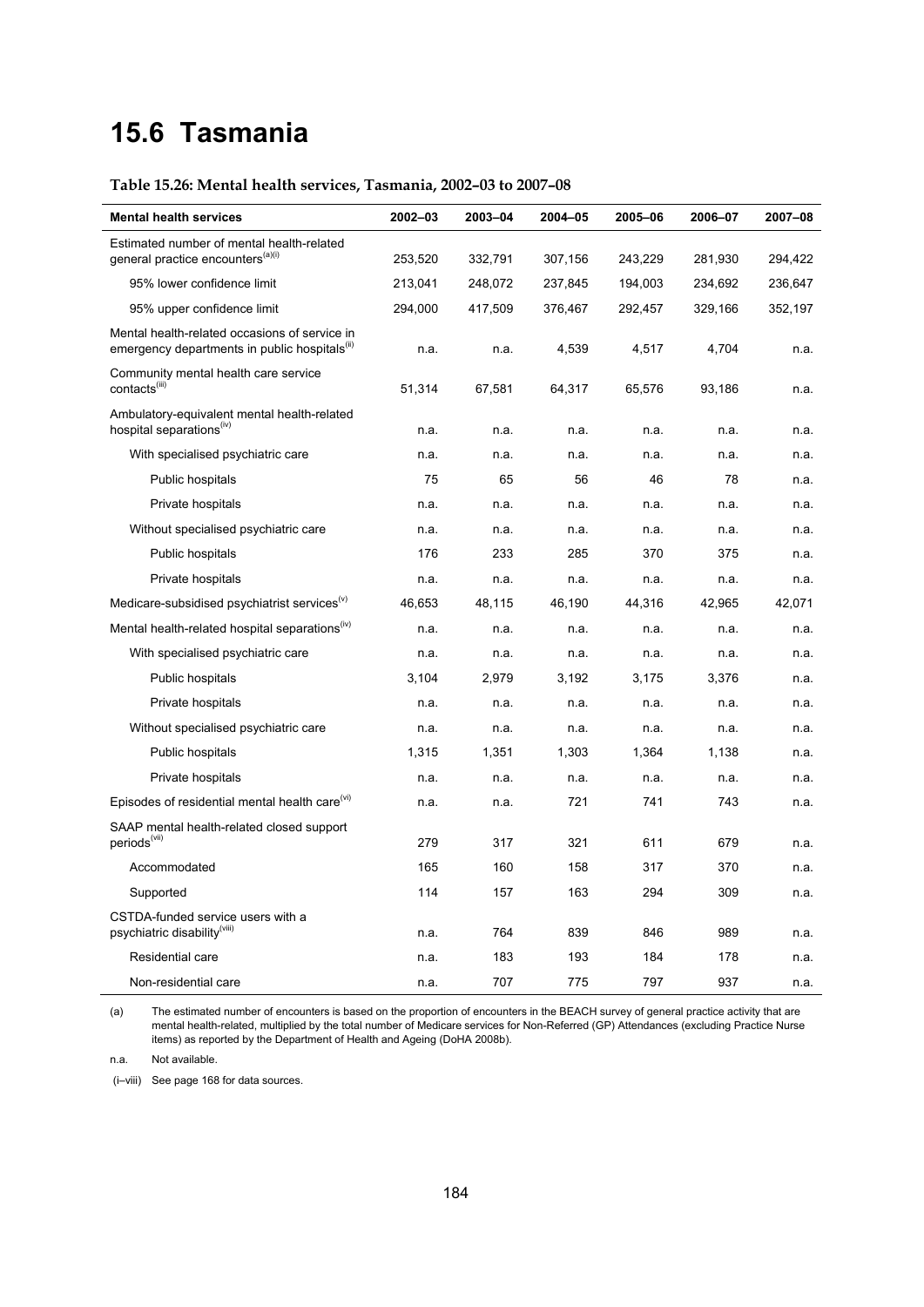# 15.6 Tasmania

**Table 15.26: Mental health services, Tasmania, 2002–03 to 2007–08**

| Mental health services | 2002–03 | 2003–04 | 2004–05 | 2005–06 | 2006–07 | 2007–08 |
|---|---|---|---|---|---|---|
| Estimated number of mental health-related general practice encounters[(a)(i)] | 253,520 | 332,791 | 307,156 | 243,229 | 281,930 | 294,422 |
| 95% lower confidence limit | 213,041 | 248,072 | 237,845 | 194,003 | 234,692 | 236,647 |
| 95% upper confidence limit | 294,000 | 417,509 | 376,467 | 292,457 | 329,166 | 352,197 |
| Mental health-related occasions of service in emergency departments in public hospitals[(ii)] | n.a. | n.a. | 4,539 | 4,517 | 4,704 | n.a. |
| Community mental health care service contacts[(iii)] | 51,314 | 67,581 | 64,317 | 65,576 | 93,186 | n.a. |
| Ambulatory-equivalent mental health-related hospital separations[(iv)] | n.a. | n.a. | n.a. | n.a. | n.a. | n.a. |
| With specialised psychiatric care | n.a. | n.a. | n.a. | n.a. | n.a. | n.a. |
| Public hospitals | 75 | 65 | 56 | 46 | 78 | n.a. |
| Private hospitals | n.a. | n.a. | n.a. | n.a. | n.a. | n.a. |
| Without specialised psychiatric care | n.a. | n.a. | n.a. | n.a. | n.a. | n.a. |
| Public hospitals | 176 | 233 | 285 | 370 | 375 | n.a. |
| Private hospitals | n.a. | n.a. | n.a. | n.a. | n.a. | n.a. |
| Medicare-subsidised psychiatrist services[(v)] | 46,653 | 48,115 | 46,190 | 44,316 | 42,965 | 42,071 |
| Mental health-related hospital separations[(iv)] | n.a. | n.a. | n.a. | n.a. | n.a. | n.a. |
| With specialised psychiatric care | n.a. | n.a. | n.a. | n.a. | n.a. | n.a. |
| Public hospitals | 3,104 | 2,979 | 3,192 | 3,175 | 3,376 | n.a. |
| Private hospitals | n.a. | n.a. | n.a. | n.a. | n.a. | n.a. |
| Without specialised psychiatric care | n.a. | n.a. | n.a. | n.a. | n.a. | n.a. |
| Public hospitals | 1,315 | 1,351 | 1,303 | 1,364 | 1,138 | n.a. |
| Private hospitals | n.a. | n.a. | n.a. | n.a. | n.a. | n.a. |
| Episodes of residential mental health care[(vi)] | n.a. | n.a. | 721 | 741 | 743 | n.a. |
| SAAP mental health-related closed support periods[(vii)] | 279 | 317 | 321 | 611 | 679 | n.a. |
| Accommodated | 165 | 160 | 158 | 317 | 370 | n.a. |
| Supported | 114 | 157 | 163 | 294 | 309 | n.a. |
| CSTDA-funded service users with a psychiatric disability[(viii)] | n.a. | 764 | 839 | 846 | 989 | n.a. |
| Residential care | n.a. | 183 | 193 | 184 | 178 | n.a. |
| Non-residential care | n.a. | 707 | 775 | 797 | 937 | n.a. |

(a) The estimated number of encounters is based on the proportion of encounters in the BEACH survey of general practice activity that are mental health-related, multiplied by the total number of Medicare services for Non-Referred (GP) Attendances (excluding Practice Nurse items) as reported by the Department of Health and Ageing (DoHA 2008b).

n.a. Not available.

(i–viii) See page 168 for data sources.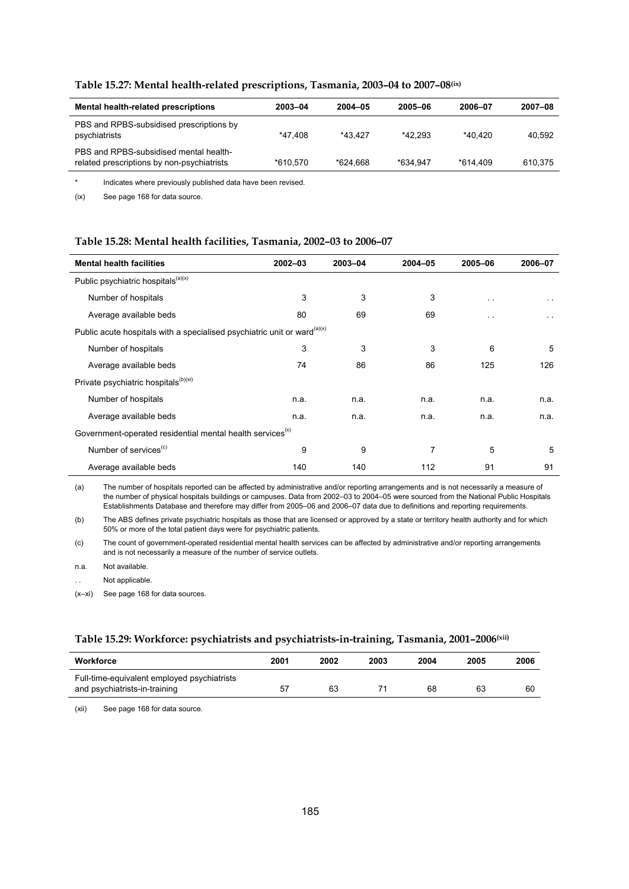#### Table 15.27: Mental health-related prescriptions, Tasmania, 2003–04 to 2007–08(ix)

| Mental health-related prescriptions | 2003–04 | 2004–05 | 2005–06 | 2006–07 | 2007–08 |
|---|---|---|---|---|---|
| PBS and RPBS-subsidised prescriptions by psychiatrists | *47,408 | *43,427 | *42,293 | *40,420 | 40,592 |
| PBS and RPBS-subsidised mental health-related prescriptions by non-psychiatrists | *610,570 | *624,668 | *634,947 | *614,409 | 610,375 |

\* Indicates where previously published data have been revised.

(ix) See page 168 for data source.

#### Table 15.28: Mental health facilities, Tasmania, 2002–03 to 2006–07

| Mental health facilities | 2002–03 | 2003–04 | 2004–05 | 2005–06 | 2006–07 |
|---|---|---|---|---|---|
| Public psychiatric hospitals(a)(x) | | | | | |
| Number of hospitals | 3 | 3 | 3 | . . | . . |
| Average available beds | 80 | 69 | 69 | . . | . . |
| Public acute hospitals with a specialised psychiatric unit or ward(a)(x) | | | | | |
| Number of hospitals | 3 | 3 | 3 | 6 | 5 |
| Average available beds | 74 | 86 | 86 | 125 | 126 |
| Private psychiatric hospitals(b)(xi) | | | | | |
| Number of hospitals | n.a. | n.a. | n.a. | n.a. | n.a. |
| Average available beds | n.a. | n.a. | n.a. | n.a. | n.a. |
| Government-operated residential mental health services(x) | | | | | |
| Number of services(c) | 9 | 9 | 7 | 5 | 5 |
| Average available beds | 140 | 140 | 112 | 91 | 91 |

(a) The number of hospitals reported can be affected by administrative and/or reporting arrangements and is not necessarily a measure of the number of physical hospitals buildings or campuses. Data from 2002–03 to 2004–05 were sourced from the National Public Hospitals Establishments Database and therefore may differ from 2005–06 and 2006–07 data due to definitions and reporting requirements.

(b) The ABS defines private psychiatric hospitals as those that are licensed or approved by a state or territory health authority and for which 50% or more of the total patient days were for psychiatric patients.

(c) The count of government-operated residential mental health services can be affected by administrative and/or reporting arrangements and is not necessarily a measure of the number of service outlets.

n.a. Not available.

. . Not applicable.

(x–xi) See page 168 for data sources.

#### Table 15.29: Workforce: psychiatrists and psychiatrists-in-training, Tasmania, 2001–2006(xii)

| Workforce | 2001 | 2002 | 2003 | 2004 | 2005 | 2006 |
|---|---|---|---|---|---|---|
| Full-time-equivalent employed psychiatrists and psychiatrists-in-training | 57 | 63 | 71 | 68 | 63 | 60 |

(xii) See page 168 for data source.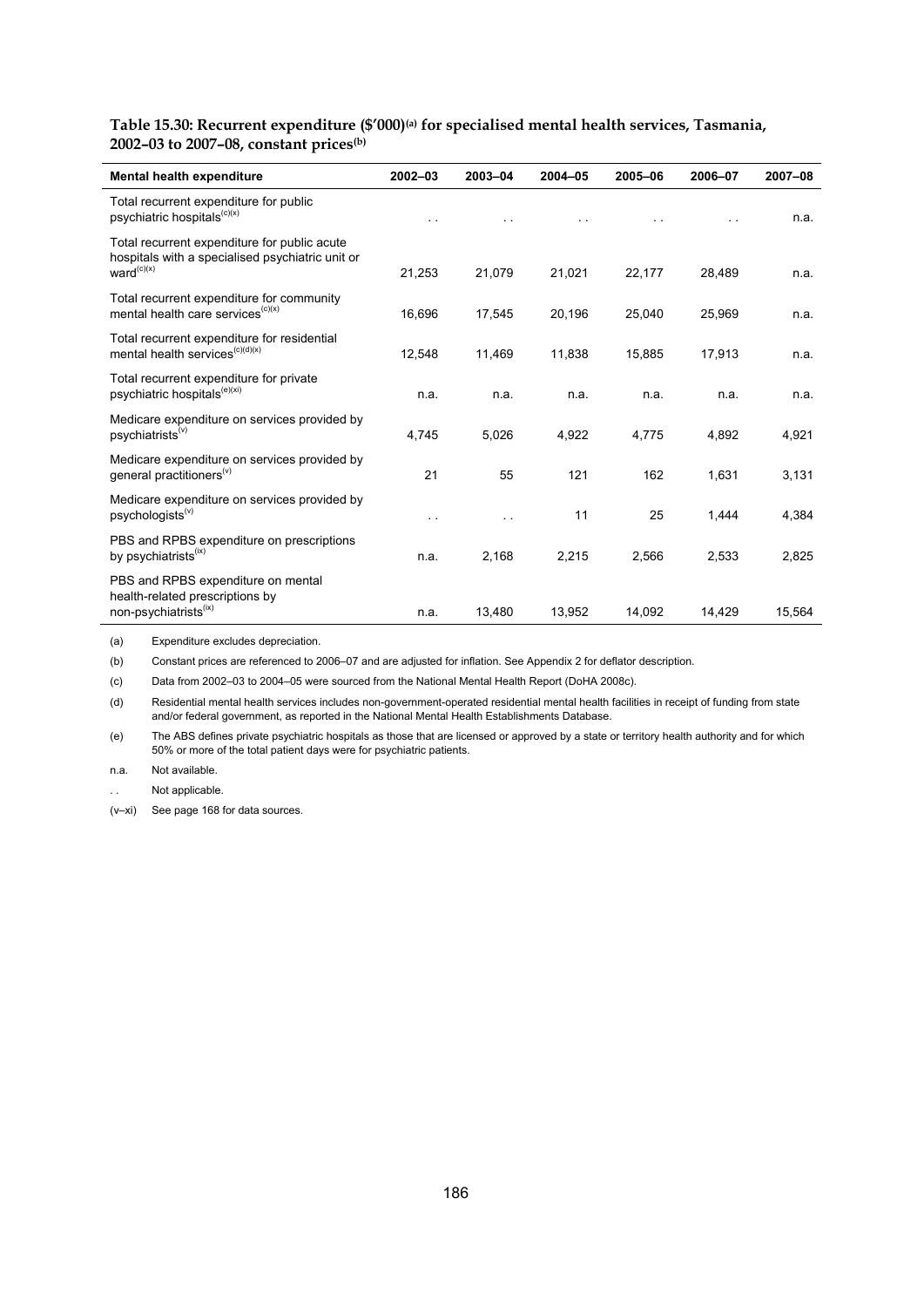**Table 15.30: Recurrent expenditure ($'000)[(a)] for specialised mental health services, Tasmania, 2002–03 to 2007–08, constant prices[(b)]**

| Mental health expenditure | 2002–03 | 2003–04 | 2004–05 | 2005–06 | 2006–07 | 2007–08 |
|---|---|---|---|---|---|---|
| Total recurrent expenditure for public psychiatric hospitals[(c)(x)] | . . | . . | . . | . . | . . | n.a. |
| Total recurrent expenditure for public acute hospitals with a specialised psychiatric unit or ward[(c)(x)] | 21,253 | 21,079 | 21,021 | 22,177 | 28,489 | n.a. |
| Total recurrent expenditure for community mental health care services[(c)(x)] | 16,696 | 17,545 | 20,196 | 25,040 | 25,969 | n.a. |
| Total recurrent expenditure for residential mental health services[(c)(d)(x)] | 12,548 | 11,469 | 11,838 | 15,885 | 17,913 | n.a. |
| Total recurrent expenditure for private psychiatric hospitals[(e)(xi)] | n.a. | n.a. | n.a. | n.a. | n.a. | n.a. |
| Medicare expenditure on services provided by psychiatrists[(v)] | 4,745 | 5,026 | 4,922 | 4,775 | 4,892 | 4,921 |
| Medicare expenditure on services provided by general practitioners[(v)] | 21 | 55 | 121 | 162 | 1,631 | 3,131 |
| Medicare expenditure on services provided by psychologists[(v)] | . . | . . | 11 | 25 | 1,444 | 4,384 |
| PBS and RPBS expenditure on prescriptions by psychiatrists[(ix)] | n.a. | 2,168 | 2,215 | 2,566 | 2,533 | 2,825 |
| PBS and RPBS expenditure on mental health-related prescriptions by non-psychiatrists[(ix)] | n.a. | 13,480 | 13,952 | 14,092 | 14,429 | 15,564 |

(a) Expenditure excludes depreciation.

(b) Constant prices are referenced to 2006–07 and are adjusted for inflation. See Appendix 2 for deflator description.

(c) Data from 2002–03 to 2004–05 were sourced from the National Mental Health Report (DoHA 2008c).

(d) Residential mental health services includes non-government-operated residential mental health facilities in receipt of funding from state and/or federal government, as reported in the National Mental Health Establishments Database.

(e) The ABS defines private psychiatric hospitals as those that are licensed or approved by a state or territory health authority and for which 50% or more of the total patient days were for psychiatric patients.

n.a. Not available.

. . Not applicable.

(v–xi) See page 168 for data sources.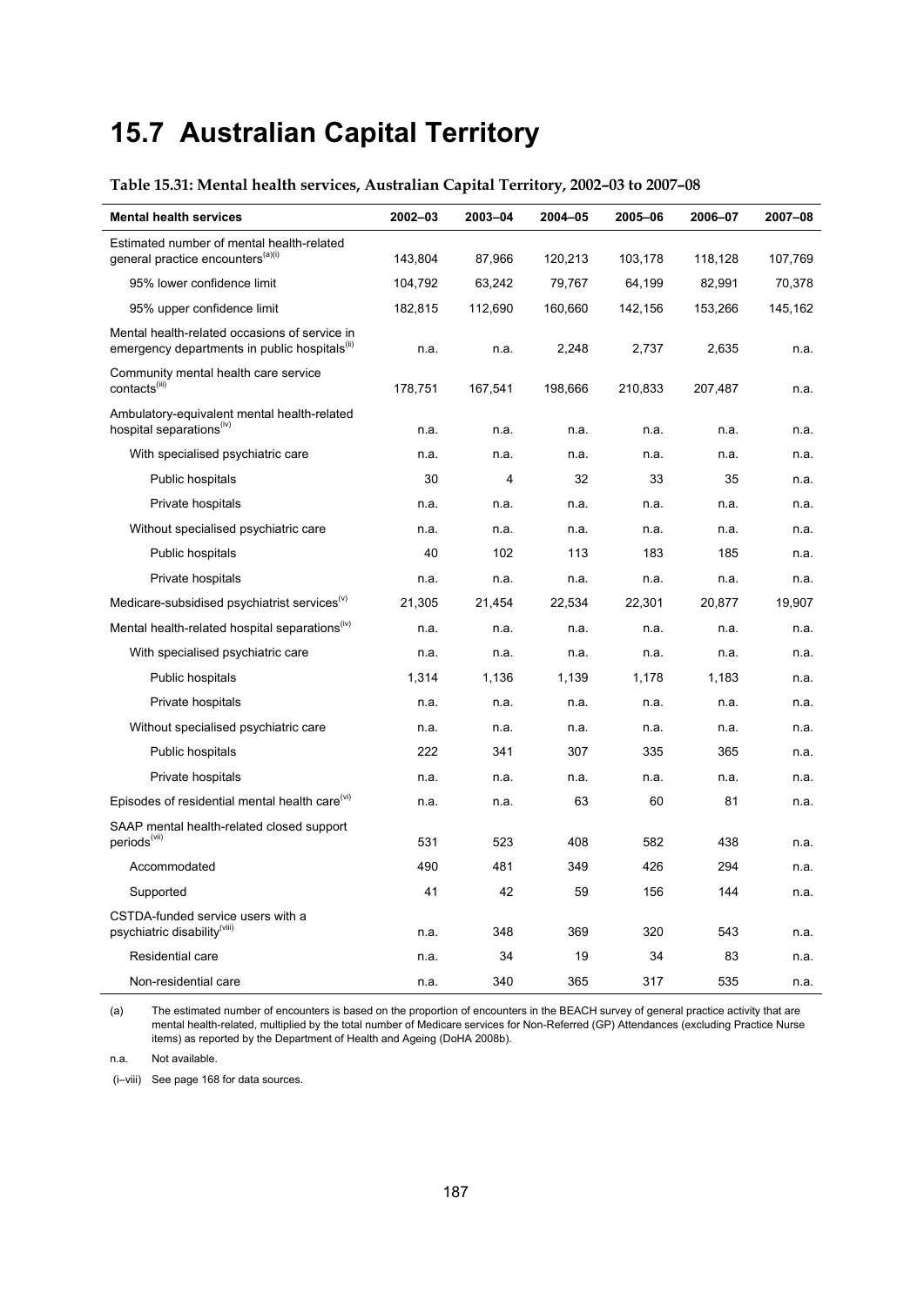# 15.7 Australian Capital Territory

**Table 15.31: Mental health services, Australian Capital Territory, 2002–03 to 2007–08**

| Mental health services | 2002–03 | 2003–04 | 2004–05 | 2005–06 | 2006–07 | 2007–08 |
|---|---|---|---|---|---|---|
| Estimated number of mental health-related general practice encounters[(a)(i)] | 143,804 | 87,966 | 120,213 | 103,178 | 118,128 | 107,769 |
| 95% lower confidence limit | 104,792 | 63,242 | 79,767 | 64,199 | 82,991 | 70,378 |
| 95% upper confidence limit | 182,815 | 112,690 | 160,660 | 142,156 | 153,266 | 145,162 |
| Mental health-related occasions of service in emergency departments in public hospitals[(ii)] | n.a. | n.a. | 2,248 | 2,737 | 2,635 | n.a. |
| Community mental health care service contacts[(iii)] | 178,751 | 167,541 | 198,666 | 210,833 | 207,487 | n.a. |
| Ambulatory-equivalent mental health-related hospital separations[(iv)] | n.a. | n.a. | n.a. | n.a. | n.a. | n.a. |
| With specialised psychiatric care | n.a. | n.a. | n.a. | n.a. | n.a. | n.a. |
| Public hospitals | 30 | 4 | 32 | 33 | 35 | n.a. |
| Private hospitals | n.a. | n.a. | n.a. | n.a. | n.a. | n.a. |
| Without specialised psychiatric care | n.a. | n.a. | n.a. | n.a. | n.a. | n.a. |
| Public hospitals | 40 | 102 | 113 | 183 | 185 | n.a. |
| Private hospitals | n.a. | n.a. | n.a. | n.a. | n.a. | n.a. |
| Medicare-subsidised psychiatrist services[(v)] | 21,305 | 21,454 | 22,534 | 22,301 | 20,877 | 19,907 |
| Mental health-related hospital separations[(iv)] | n.a. | n.a. | n.a. | n.a. | n.a. | n.a. |
| With specialised psychiatric care | n.a. | n.a. | n.a. | n.a. | n.a. | n.a. |
| Public hospitals | 1,314 | 1,136 | 1,139 | 1,178 | 1,183 | n.a. |
| Private hospitals | n.a. | n.a. | n.a. | n.a. | n.a. | n.a. |
| Without specialised psychiatric care | n.a. | n.a. | n.a. | n.a. | n.a. | n.a. |
| Public hospitals | 222 | 341 | 307 | 335 | 365 | n.a. |
| Private hospitals | n.a. | n.a. | n.a. | n.a. | n.a. | n.a. |
| Episodes of residential mental health care[(vi)] | n.a. | n.a. | 63 | 60 | 81 | n.a. |
| SAAP mental health-related closed support periods[(vii)] | 531 | 523 | 408 | 582 | 438 | n.a. |
| Accommodated | 490 | 481 | 349 | 426 | 294 | n.a. |
| Supported | 41 | 42 | 59 | 156 | 144 | n.a. |
| CSTDA-funded service users with a psychiatric disability[(viii)] | n.a. | 348 | 369 | 320 | 543 | n.a. |
| Residential care | n.a. | 34 | 19 | 34 | 83 | n.a. |
| Non-residential care | n.a. | 340 | 365 | 317 | 535 | n.a. |

(a) The estimated number of encounters is based on the proportion of encounters in the BEACH survey of general practice activity that are mental health-related, multiplied by the total number of Medicare services for Non-Referred (GP) Attendances (excluding Practice Nurse items) as reported by the Department of Health and Ageing (DoHA 2008b).

n.a. Not available.

(i–viii) See page 168 for data sources.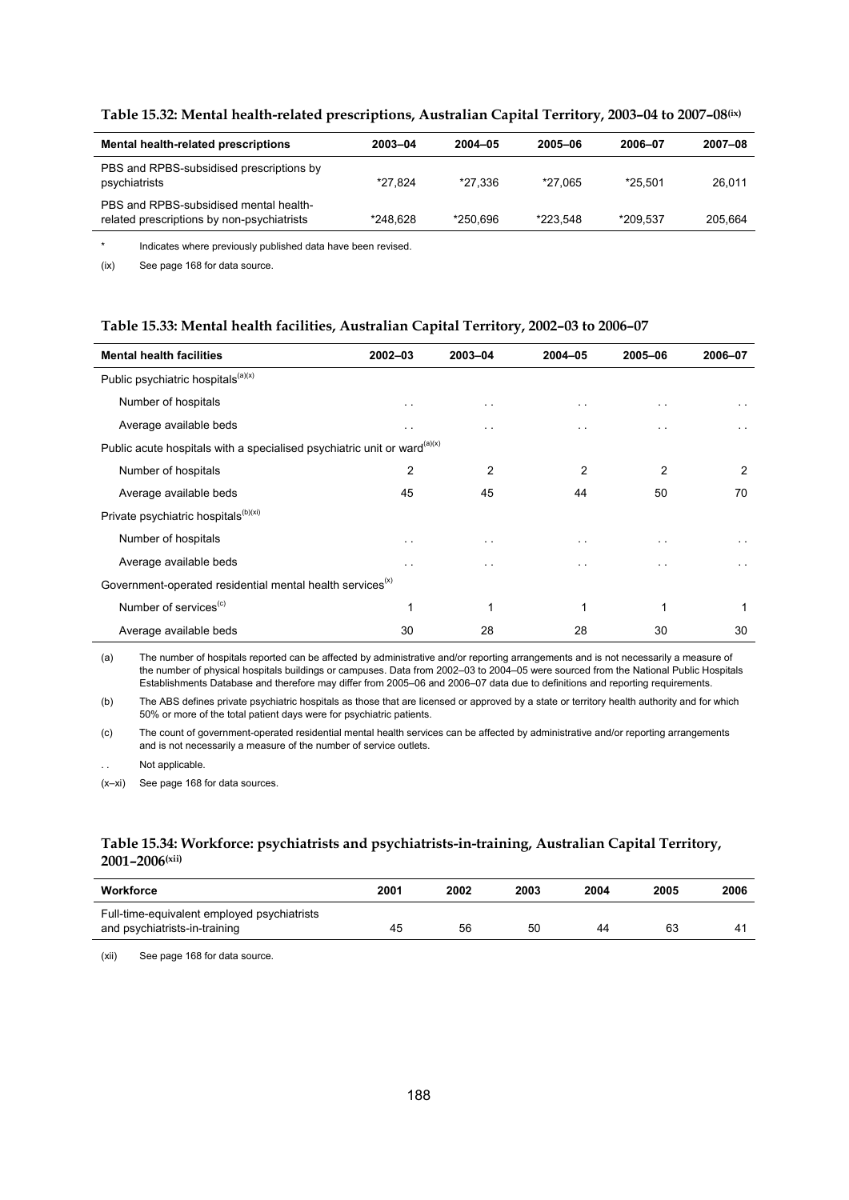**Table 15.32: Mental health-related prescriptions, Australian Capital Territory, 2003–04 to 2007–08(ix)**

| Mental health-related prescriptions | 2003–04 | 2004–05 | 2005–06 | 2006–07 | 2007–08 |
|---|---|---|---|---|---|
| PBS and RPBS-subsidised prescriptions by psychiatrists | *27,824 | *27,336 | *27,065 | *25,501 | 26,011 |
| PBS and RPBS-subsidised mental health-related prescriptions by non-psychiatrists | *248,628 | *250,696 | *223,548 | *209,537 | 205,664 |

\* Indicates where previously published data have been revised.

(ix) See page 168 for data source.

**Table 15.33: Mental health facilities, Australian Capital Territory, 2002–03 to 2006–07**

| Mental health facilities | 2002–03 | 2003–04 | 2004–05 | 2005–06 | 2006–07 |
|---|---|---|---|---|---|
| Public psychiatric hospitals(a)(x) | | | | | |
| Number of hospitals | . . | . . | . . | . . | . . |
| Average available beds | . . | . . | . . | . . | . . |
| Public acute hospitals with a specialised psychiatric unit or ward(a)(x) | | | | | |
| Number of hospitals | 2 | 2 | 2 | 2 | 2 |
| Average available beds | 45 | 45 | 44 | 50 | 70 |
| Private psychiatric hospitals(b)(xi) | | | | | |
| Number of hospitals | . . | . . | . . | . . | . . |
| Average available beds | . . | . . | . . | . . | . . |
| Government-operated residential mental health services(x) | | | | | |
| Number of services(c) | 1 | 1 | 1 | 1 | 1 |
| Average available beds | 30 | 28 | 28 | 30 | 30 |

(a) The number of hospitals reported can be affected by administrative and/or reporting arrangements and is not necessarily a measure of the number of physical hospitals buildings or campuses. Data from 2002–03 to 2004–05 were sourced from the National Public Hospitals Establishments Database and therefore may differ from 2005–06 and 2006–07 data due to definitions and reporting requirements.

(b) The ABS defines private psychiatric hospitals as those that are licensed or approved by a state or territory health authority and for which 50% or more of the total patient days were for psychiatric patients.

(c) The count of government-operated residential mental health services can be affected by administrative and/or reporting arrangements and is not necessarily a measure of the number of service outlets.

. . Not applicable.

(x–xi) See page 168 for data sources.

**Table 15.34: Workforce: psychiatrists and psychiatrists-in-training, Australian Capital Territory, 2001–2006(xii)**

| Workforce | 2001 | 2002 | 2003 | 2004 | 2005 | 2006 |
|---|---|---|---|---|---|---|
| Full-time-equivalent employed psychiatrists and psychiatrists-in-training | 45 | 56 | 50 | 44 | 63 | 41 |

(xii) See page 168 for data source.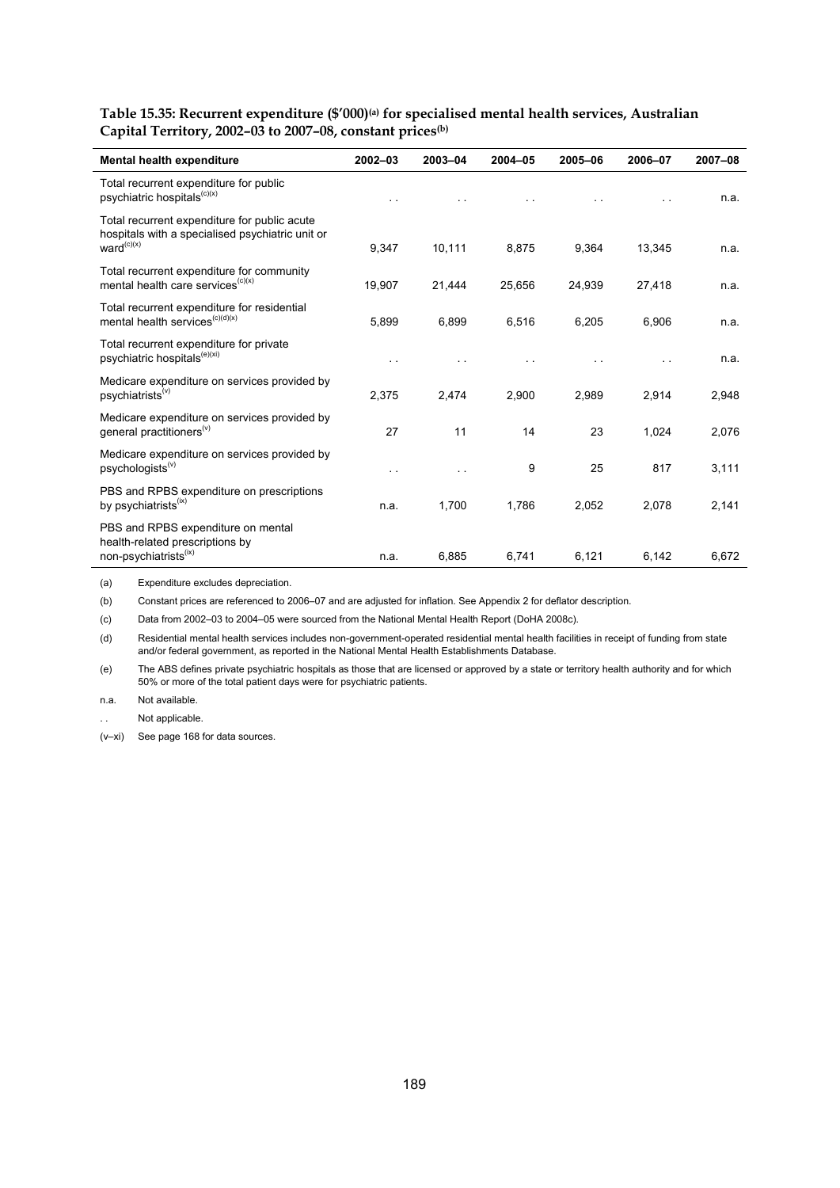**Table 15.35: Recurrent expenditure ($'000)[(a)] for specialised mental health services, Australian Capital Territory, 2002–03 to 2007–08, constant prices[(b)]**

| Mental health expenditure | 2002–03 | 2003–04 | 2004–05 | 2005–06 | 2006–07 | 2007–08 |
|---|---|---|---|---|---|---|
| Total recurrent expenditure for public psychiatric hospitals[(c)(x)] | . . | . . | . . | . . | . . | n.a. |
| Total recurrent expenditure for public acute hospitals with a specialised psychiatric unit or ward[(c)(x)] | 9,347 | 10,111 | 8,875 | 9,364 | 13,345 | n.a. |
| Total recurrent expenditure for community mental health care services[(c)(x)] | 19,907 | 21,444 | 25,656 | 24,939 | 27,418 | n.a. |
| Total recurrent expenditure for residential mental health services[(c)(d)(x)] | 5,899 | 6,899 | 6,516 | 6,205 | 6,906 | n.a. |
| Total recurrent expenditure for private psychiatric hospitals[(e)(xi)] | . . | . . | . . | . . | . . | n.a. |
| Medicare expenditure on services provided by psychiatrists[(v)] | 2,375 | 2,474 | 2,900 | 2,989 | 2,914 | 2,948 |
| Medicare expenditure on services provided by general practitioners[(v)] | 27 | 11 | 14 | 23 | 1,024 | 2,076 |
| Medicare expenditure on services provided by psychologists[(v)] | . . | . . | 9 | 25 | 817 | 3,111 |
| PBS and RPBS expenditure on prescriptions by psychiatrists[(ix)] | n.a. | 1,700 | 1,786 | 2,052 | 2,078 | 2,141 |
| PBS and RPBS expenditure on mental health-related prescriptions by non-psychiatrists[(ix)] | n.a. | 6,885 | 6,741 | 6,121 | 6,142 | 6,672 |

(a) Expenditure excludes depreciation.

(b) Constant prices are referenced to 2006–07 and are adjusted for inflation. See Appendix 2 for deflator description.

(c) Data from 2002–03 to 2004–05 were sourced from the National Mental Health Report (DoHA 2008c).

(d) Residential mental health services includes non-government-operated residential mental health facilities in receipt of funding from state and/or federal government, as reported in the National Mental Health Establishments Database.

(e) The ABS defines private psychiatric hospitals as those that are licensed or approved by a state or territory health authority and for which 50% or more of the total patient days were for psychiatric patients.

n.a. Not available.

. . Not applicable.

(v–xi) See page 168 for data sources.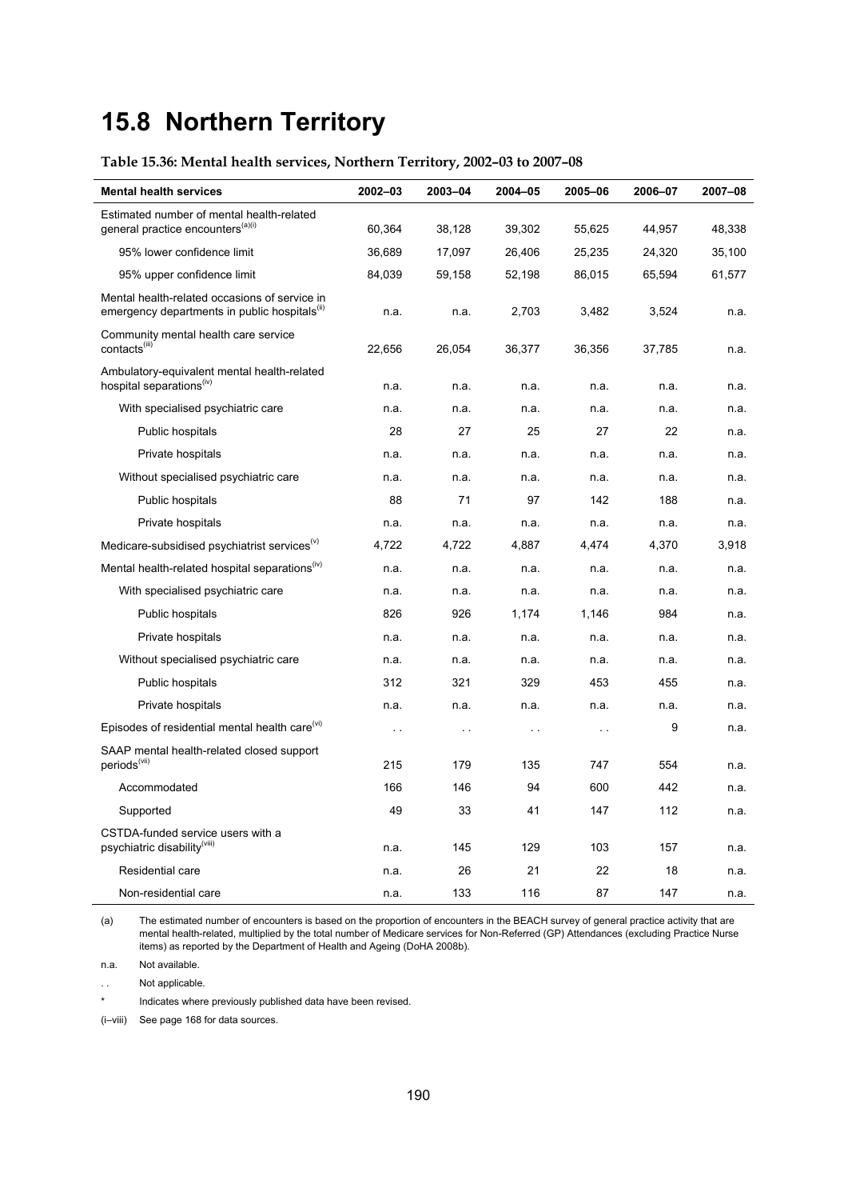# 15.8 Northern Territory

**Table 15.36: Mental health services, Northern Territory, 2002–03 to 2007–08**

| Mental health services | 2002–03 | 2003–04 | 2004–05 | 2005–06 | 2006–07 | 2007–08 |
|---|---|---|---|---|---|---|
| Estimated number of mental health-related general practice encounters[(a)(i)] | 60,364 | 38,128 | 39,302 | 55,625 | 44,957 | 48,338 |
| 95% lower confidence limit | 36,689 | 17,097 | 26,406 | 25,235 | 24,320 | 35,100 |
| 95% upper confidence limit | 84,039 | 59,158 | 52,198 | 86,015 | 65,594 | 61,577 |
| Mental health-related occasions of service in emergency departments in public hospitals[(ii)] | n.a. | n.a. | 2,703 | 3,482 | 3,524 | n.a. |
| Community mental health care service contacts[(iii)] | 22,656 | 26,054 | 36,377 | 36,356 | 37,785 | n.a. |
| Ambulatory-equivalent mental health-related hospital separations[(iv)] | n.a. | n.a. | n.a. | n.a. | n.a. | n.a. |
| With specialised psychiatric care | n.a. | n.a. | n.a. | n.a. | n.a. | n.a. |
| Public hospitals | 28 | 27 | 25 | 27 | 22 | n.a. |
| Private hospitals | n.a. | n.a. | n.a. | n.a. | n.a. | n.a. |
| Without specialised psychiatric care | n.a. | n.a. | n.a. | n.a. | n.a. | n.a. |
| Public hospitals | 88 | 71 | 97 | 142 | 188 | n.a. |
| Private hospitals | n.a. | n.a. | n.a. | n.a. | n.a. | n.a. |
| Medicare-subsidised psychiatrist services[(v)] | 4,722 | 4,722 | 4,887 | 4,474 | 4,370 | 3,918 |
| Mental health-related hospital separations[(iv)] | n.a. | n.a. | n.a. | n.a. | n.a. | n.a. |
| With specialised psychiatric care | n.a. | n.a. | n.a. | n.a. | n.a. | n.a. |
| Public hospitals | 826 | 926 | 1,174 | 1,146 | 984 | n.a. |
| Private hospitals | n.a. | n.a. | n.a. | n.a. | n.a. | n.a. |
| Without specialised psychiatric care | n.a. | n.a. | n.a. | n.a. | n.a. | n.a. |
| Public hospitals | 312 | 321 | 329 | 453 | 455 | n.a. |
| Private hospitals | n.a. | n.a. | n.a. | n.a. | n.a. | n.a. |
| Episodes of residential mental health care[(vi)] | . . | . . | . . | . . | 9 | n.a. |
| SAAP mental health-related closed support periods[(vii)] | 215 | 179 | 135 | 747 | 554 | n.a. |
| Accommodated | 166 | 146 | 94 | 600 | 442 | n.a. |
| Supported | 49 | 33 | 41 | 147 | 112 | n.a. |
| CSTDA-funded service users with a psychiatric disability[(viii)] | n.a. | 145 | 129 | 103 | 157 | n.a. |
| Residential care | n.a. | 26 | 21 | 22 | 18 | n.a. |
| Non-residential care | n.a. | 133 | 116 | 87 | 147 | n.a. |

(a) The estimated number of encounters is based on the proportion of encounters in the BEACH survey of general practice activity that are mental health-related, multiplied by the total number of Medicare services for Non-Referred (GP) Attendances (excluding Practice Nurse items) as reported by the Department of Health and Ageing (DoHA 2008b).

n.a. Not available.

. . Not applicable.

* Indicates where previously published data have been revised.

(i–viii) See page 168 for data sources.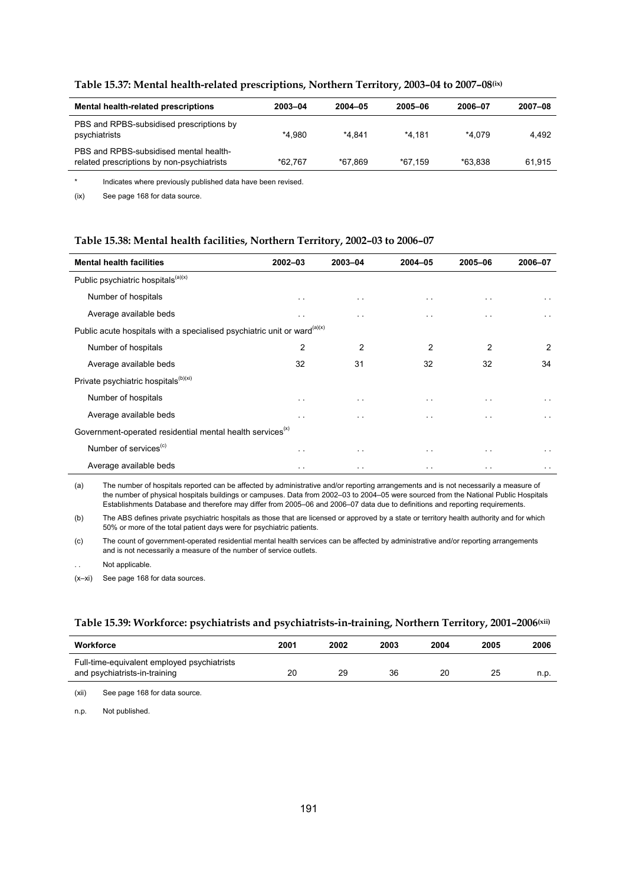### Table 15.37: Mental health-related prescriptions, Northern Territory, 2003–04 to 2007–08[ix]

| Mental health-related prescriptions | 2003–04 | 2004–05 | 2005–06 | 2006–07 | 2007–08 |
|---|---|---|---|---|---|
| PBS and RPBS-subsidised prescriptions by psychiatrists | *4,980 | *4,841 | *4,181 | *4,079 | 4,492 |
| PBS and RPBS-subsidised mental health-related prescriptions by non-psychiatrists | *62,767 | *67,869 | *67,159 | *63,838 | 61,915 |

\* Indicates where previously published data have been revised.

(ix) See page 168 for data source.

### Table 15.38: Mental health facilities, Northern Territory, 2002–03 to 2006–07

| Mental health facilities | 2002–03 | 2003–04 | 2004–05 | 2005–06 | 2006–07 |
|---|---|---|---|---|---|
| Public psychiatric hospitals[(a)(x)] | | | | | |
| Number of hospitals | . . | . . | . . | . . | . . |
| Average available beds | . . | . . | . . | . . | . . |
| Public acute hospitals with a specialised psychiatric unit or ward[(a)(x)] | | | | | |
| Number of hospitals | 2 | 2 | 2 | 2 | 2 |
| Average available beds | 32 | 31 | 32 | 32 | 34 |
| Private psychiatric hospitals[(b)(xi)] | | | | | |
| Number of hospitals | . . | . . | . . | . . | . . |
| Average available beds | . . | . . | . . | . . | . . |
| Government-operated residential mental health services[(x)] | | | | | |
| Number of services[(c)] | . . | . . | . . | . . | . . |
| Average available beds | . . | . . | . . | . . | . . |

(a) The number of hospitals reported can be affected by administrative and/or reporting arrangements and is not necessarily a measure of the number of physical hospitals buildings or campuses. Data from 2002–03 to 2004–05 were sourced from the National Public Hospitals Establishments Database and therefore may differ from 2005–06 and 2006–07 data due to definitions and reporting requirements.

(b) The ABS defines private psychiatric hospitals as those that are licensed or approved by a state or territory health authority and for which 50% or more of the total patient days were for psychiatric patients.

(c) The count of government-operated residential mental health services can be affected by administrative and/or reporting arrangements and is not necessarily a measure of the number of service outlets.

. . Not applicable.

(x–xi) See page 168 for data sources.

### Table 15.39: Workforce: psychiatrists and psychiatrists-in-training, Northern Territory, 2001–2006[xii]

| Workforce | 2001 | 2002 | 2003 | 2004 | 2005 | 2006 |
|---|---|---|---|---|---|---|
| Full-time-equivalent employed psychiatrists and psychiatrists-in-training | 20 | 29 | 36 | 20 | 25 | n.p. |

(xii) See page 168 for data source.

n.p. Not published.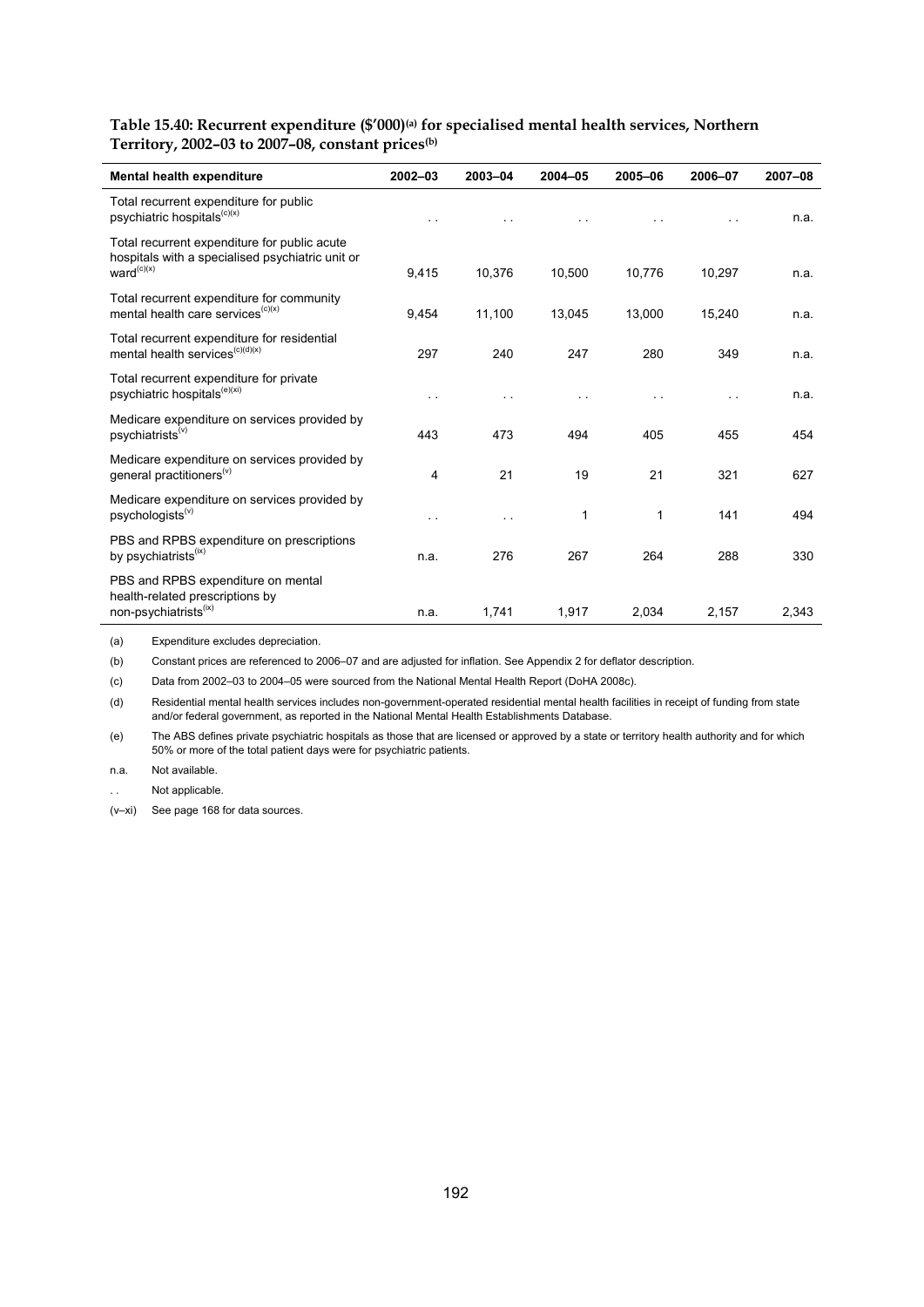**Table 15.40: Recurrent expenditure ($'000)[(a)] for specialised mental health services, Northern Territory, 2002–03 to 2007–08, constant prices[(b)]**

| Mental health expenditure | 2002–03 | 2003–04 | 2004–05 | 2005–06 | 2006–07 | 2007–08 |
|---|---|---|---|---|---|---|
| Total recurrent expenditure for public psychiatric hospitals[(c)(x)] | . . | . . | . . | . . | . . | n.a. |
| Total recurrent expenditure for public acute hospitals with a specialised psychiatric unit or ward[(c)(x)] | 9,415 | 10,376 | 10,500 | 10,776 | 10,297 | n.a. |
| Total recurrent expenditure for community mental health care services[(c)(x)] | 9,454 | 11,100 | 13,045 | 13,000 | 15,240 | n.a. |
| Total recurrent expenditure for residential mental health services[(c)(d)(x)] | 297 | 240 | 247 | 280 | 349 | n.a. |
| Total recurrent expenditure for private psychiatric hospitals[(e)(xi)] | . . | . . | . . | . . | . . | n.a. |
| Medicare expenditure on services provided by psychiatrists[(v)] | 443 | 473 | 494 | 405 | 455 | 454 |
| Medicare expenditure on services provided by general practitioners[(v)] | 4 | 21 | 19 | 21 | 321 | 627 |
| Medicare expenditure on services provided by psychologists[(v)] | . . | . . | 1 | 1 | 141 | 494 |
| PBS and RPBS expenditure on prescriptions by psychiatrists[(ix)] | n.a. | 276 | 267 | 264 | 288 | 330 |
| PBS and RPBS expenditure on mental health-related prescriptions by non-psychiatrists[(ix)] | n.a. | 1,741 | 1,917 | 2,034 | 2,157 | 2,343 |

(a) Expenditure excludes depreciation.

(b) Constant prices are referenced to 2006–07 and are adjusted for inflation. See Appendix 2 for deflator description.

(c) Data from 2002–03 to 2004–05 were sourced from the National Mental Health Report (DoHA 2008c).

(d) Residential mental health services includes non-government-operated residential mental health facilities in receipt of funding from state and/or federal government, as reported in the National Mental Health Establishments Database.

(e) The ABS defines private psychiatric hospitals as those that are licensed or approved by a state or territory health authority and for which 50% or more of the total patient days were for psychiatric patients.

n.a. Not available.

. . Not applicable.

(v–xi) See page 168 for data sources.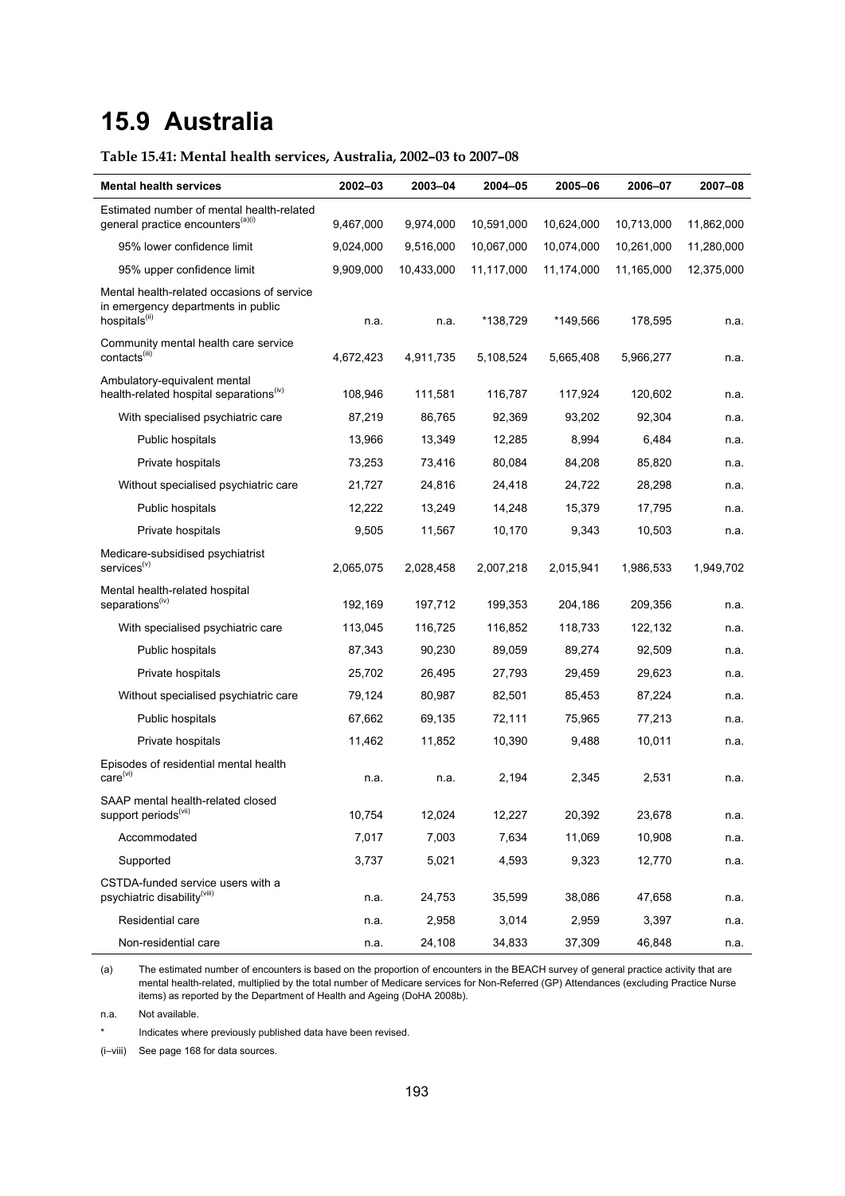# 15.9 Australia

**Table 15.41: Mental health services, Australia, 2002–03 to 2007–08**

| Mental health services | 2002–03 | 2003–04 | 2004–05 | 2005–06 | 2006–07 | 2007–08 |
|---|---|---|---|---|---|---|
| Estimated number of mental health-related general practice encounters[(a)(i)] | 9,467,000 | 9,974,000 | 10,591,000 | 10,624,000 | 10,713,000 | 11,862,000 |
| 95% lower confidence limit | 9,024,000 | 9,516,000 | 10,067,000 | 10,074,000 | 10,261,000 | 11,280,000 |
| 95% upper confidence limit | 9,909,000 | 10,433,000 | 11,117,000 | 11,174,000 | 11,165,000 | 12,375,000 |
| Mental health-related occasions of service in emergency departments in public hospitals[(ii)] | n.a. | n.a. | *138,729 | *149,566 | 178,595 | n.a. |
| Community mental health care service contacts[(iii)] | 4,672,423 | 4,911,735 | 5,108,524 | 5,665,408 | 5,966,277 | n.a. |
| Ambulatory-equivalent mental health-related hospital separations[(iv)] | 108,946 | 111,581 | 116,787 | 117,924 | 120,602 | n.a. |
| With specialised psychiatric care | 87,219 | 86,765 | 92,369 | 93,202 | 92,304 | n.a. |
| Public hospitals | 13,966 | 13,349 | 12,285 | 8,994 | 6,484 | n.a. |
| Private hospitals | 73,253 | 73,416 | 80,084 | 84,208 | 85,820 | n.a. |
| Without specialised psychiatric care | 21,727 | 24,816 | 24,418 | 24,722 | 28,298 | n.a. |
| Public hospitals | 12,222 | 13,249 | 14,248 | 15,379 | 17,795 | n.a. |
| Private hospitals | 9,505 | 11,567 | 10,170 | 9,343 | 10,503 | n.a. |
| Medicare-subsidised psychiatrist services[(v)] | 2,065,075 | 2,028,458 | 2,007,218 | 2,015,941 | 1,986,533 | 1,949,702 |
| Mental health-related hospital separations[(iv)] | 192,169 | 197,712 | 199,353 | 204,186 | 209,356 | n.a. |
| With specialised psychiatric care | 113,045 | 116,725 | 116,852 | 118,733 | 122,132 | n.a. |
| Public hospitals | 87,343 | 90,230 | 89,059 | 89,274 | 92,509 | n.a. |
| Private hospitals | 25,702 | 26,495 | 27,793 | 29,459 | 29,623 | n.a. |
| Without specialised psychiatric care | 79,124 | 80,987 | 82,501 | 85,453 | 87,224 | n.a. |
| Public hospitals | 67,662 | 69,135 | 72,111 | 75,965 | 77,213 | n.a. |
| Private hospitals | 11,462 | 11,852 | 10,390 | 9,488 | 10,011 | n.a. |
| Episodes of residential mental health care[(vi)] | n.a. | n.a. | 2,194 | 2,345 | 2,531 | n.a. |
| SAAP mental health-related closed support periods[(vii)] | 10,754 | 12,024 | 12,227 | 20,392 | 23,678 | n.a. |
| Accommodated | 7,017 | 7,003 | 7,634 | 11,069 | 10,908 | n.a. |
| Supported | 3,737 | 5,021 | 4,593 | 9,323 | 12,770 | n.a. |
| CSTDA-funded service users with a psychiatric disability[(viii)] | n.a. | 24,753 | 35,599 | 38,086 | 47,658 | n.a. |
| Residential care | n.a. | 2,958 | 3,014 | 2,959 | 3,397 | n.a. |
| Non-residential care | n.a. | 24,108 | 34,833 | 37,309 | 46,848 | n.a. |

(a) The estimated number of encounters is based on the proportion of encounters in the BEACH survey of general practice activity that are mental health-related, multiplied by the total number of Medicare services for Non-Referred (GP) Attendances (excluding Practice Nurse items) as reported by the Department of Health and Ageing (DoHA 2008b).

n.a. Not available.

* Indicates where previously published data have been revised.

(i–viii) See page 168 for data sources.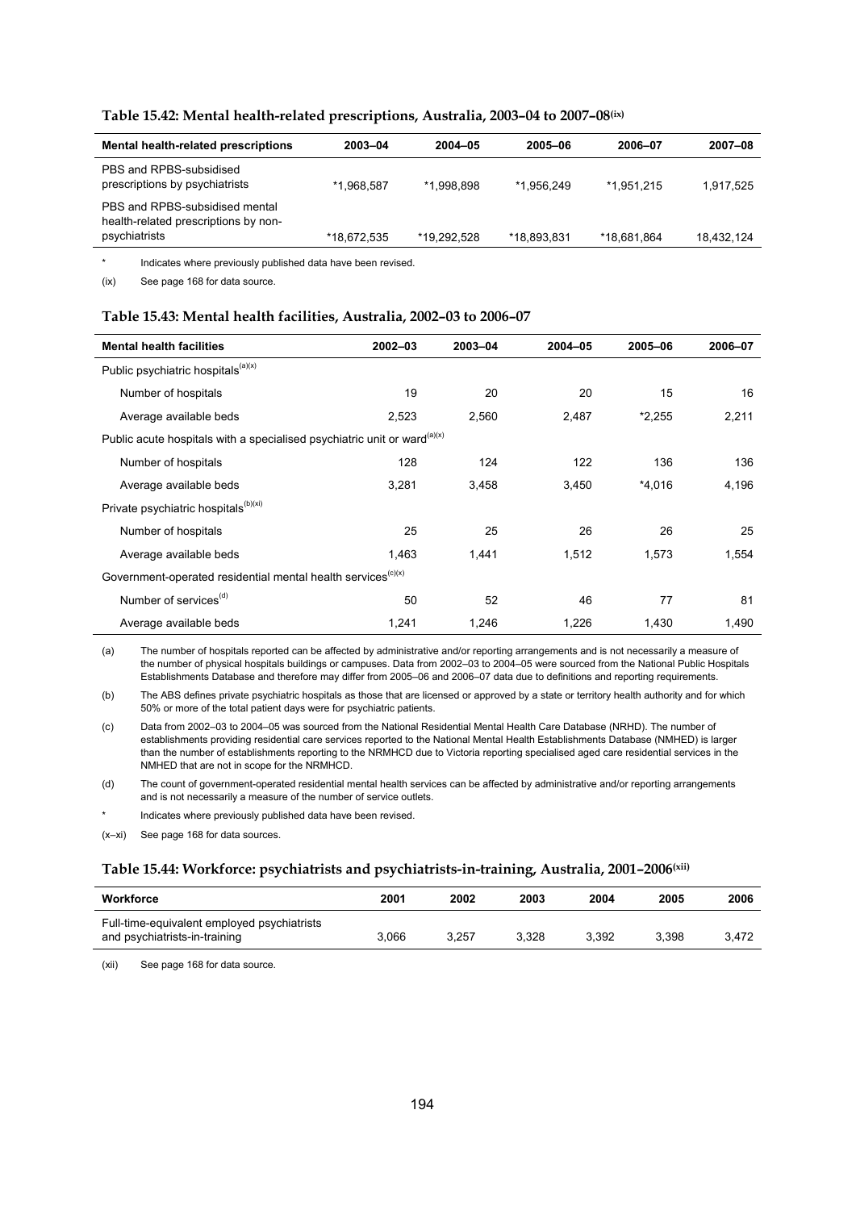#### Table 15.42: Mental health-related prescriptions, Australia, 2003–04 to 2007–08[(ix)]

| Mental health-related prescriptions | 2003–04 | 2004–05 | 2005–06 | 2006–07 | 2007–08 |
|---|---|---|---|---|---|
| PBS and RPBS-subsidised prescriptions by psychiatrists | *1,968,587 | *1,998,898 | *1,956,249 | *1,951,215 | 1,917,525 |
| PBS and RPBS-subsidised mental health-related prescriptions by non-psychiatrists | *18,672,535 | *19,292,528 | *18,893,831 | *18,681,864 | 18,432,124 |

\* Indicates where previously published data have been revised.

(ix) See page 168 for data source.

#### Table 15.43: Mental health facilities, Australia, 2002–03 to 2006–07

| Mental health facilities | 2002–03 | 2003–04 | 2004–05 | 2005–06 | 2006–07 |
|---|---|---|---|---|---|
| Public psychiatric hospitals[(a)(x)] | | | | | |
| Number of hospitals | 19 | 20 | 20 | 15 | 16 |
| Average available beds | 2,523 | 2,560 | 2,487 | *2,255 | 2,211 |
| Public acute hospitals with a specialised psychiatric unit or ward[(a)(x)] | | | | | |
| Number of hospitals | 128 | 124 | 122 | 136 | 136 |
| Average available beds | 3,281 | 3,458 | 3,450 | *4,016 | 4,196 |
| Private psychiatric hospitals[(b)(xi)] | | | | | |
| Number of hospitals | 25 | 25 | 26 | 26 | 25 |
| Average available beds | 1,463 | 1,441 | 1,512 | 1,573 | 1,554 |
| Government-operated residential mental health services[(c)(x)] | | | | | |
| Number of services[(d)] | 50 | 52 | 46 | 77 | 81 |
| Average available beds | 1,241 | 1,246 | 1,226 | 1,430 | 1,490 |

(a) The number of hospitals reported can be affected by administrative and/or reporting arrangements and is not necessarily a measure of the number of physical hospitals buildings or campuses. Data from 2002–03 to 2004–05 were sourced from the National Public Hospitals Establishments Database and therefore may differ from 2005–06 and 2006–07 data due to definitions and reporting requirements.

(b) The ABS defines private psychiatric hospitals as those that are licensed or approved by a state or territory health authority and for which 50% or more of the total patient days were for psychiatric patients.

(c) Data from 2002–03 to 2004–05 was sourced from the National Residential Mental Health Care Database (NRHD). The number of establishments providing residential care services reported to the National Mental Health Establishments Database (NMHED) is larger than the number of establishments reporting to the NRMHCD due to Victoria reporting specialised aged care residential services in the NMHED that are not in scope for the NRMHCD.

(d) The count of government-operated residential mental health services can be affected by administrative and/or reporting arrangements and is not necessarily a measure of the number of service outlets.

\* Indicates where previously published data have been revised.

(x–xi) See page 168 for data sources.

#### Table 15.44: Workforce: psychiatrists and psychiatrists-in-training, Australia, 2001–2006[(xii)]

| Workforce | 2001 | 2002 | 2003 | 2004 | 2005 | 2006 |
|---|---|---|---|---|---|---|
| Full-time-equivalent employed psychiatrists and psychiatrists-in-training | 3,066 | 3,257 | 3,328 | 3,392 | 3,398 | 3,472 |

(xii) See page 168 for data source.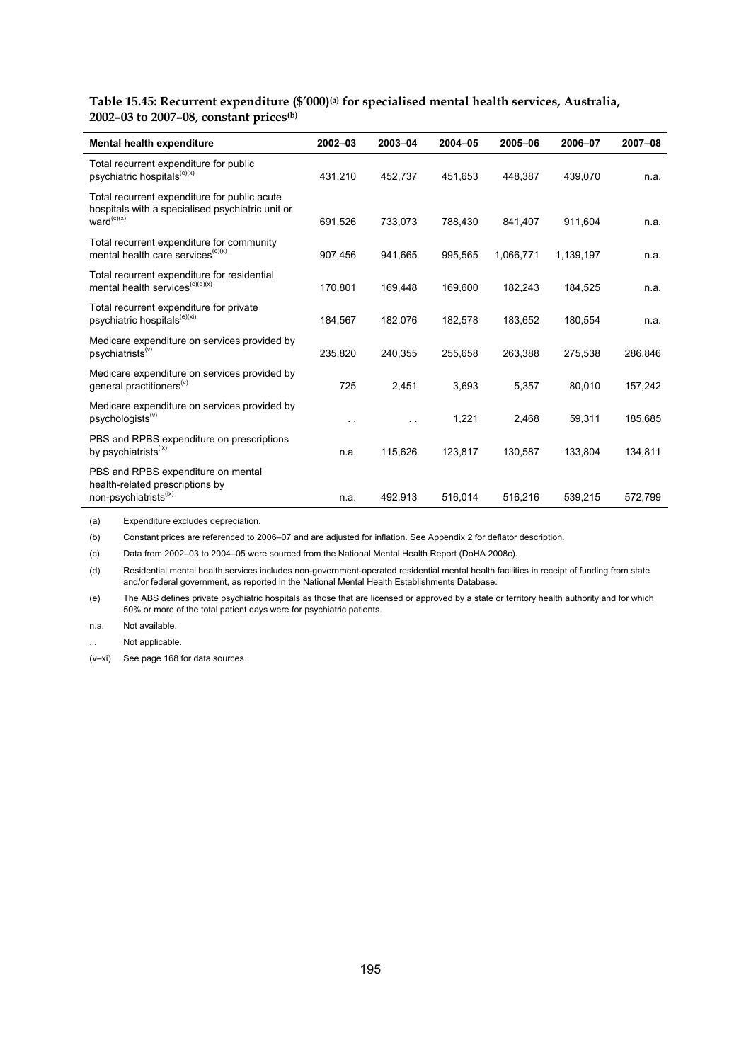**Table 15.45: Recurrent expenditure ($'000)[(a)] for specialised mental health services, Australia, 2002–03 to 2007–08, constant prices[(b)]**

| Mental health expenditure | 2002–03 | 2003–04 | 2004–05 | 2005–06 | 2006–07 | 2007–08 |
|---|---|---|---|---|---|---|
| Total recurrent expenditure for public psychiatric hospitals[(c)(x)] | 431,210 | 452,737 | 451,653 | 448,387 | 439,070 | n.a. |
| Total recurrent expenditure for public acute hospitals with a specialised psychiatric unit or ward[(c)(x)] | 691,526 | 733,073 | 788,430 | 841,407 | 911,604 | n.a. |
| Total recurrent expenditure for community mental health care services[(c)(x)] | 907,456 | 941,665 | 995,565 | 1,066,771 | 1,139,197 | n.a. |
| Total recurrent expenditure for residential mental health services[(c)(d)(x)] | 170,801 | 169,448 | 169,600 | 182,243 | 184,525 | n.a. |
| Total recurrent expenditure for private psychiatric hospitals[(e)(xi)] | 184,567 | 182,076 | 182,578 | 183,652 | 180,554 | n.a. |
| Medicare expenditure on services provided by psychiatrists[(v)] | 235,820 | 240,355 | 255,658 | 263,388 | 275,538 | 286,846 |
| Medicare expenditure on services provided by general practitioners[(v)] | 725 | 2,451 | 3,693 | 5,357 | 80,010 | 157,242 |
| Medicare expenditure on services provided by psychologists[(v)] | . . | . . | 1,221 | 2,468 | 59,311 | 185,685 |
| PBS and RPBS expenditure on prescriptions by psychiatrists[(ix)] | n.a. | 115,626 | 123,817 | 130,587 | 133,804 | 134,811 |
| PBS and RPBS expenditure on mental health-related prescriptions by non-psychiatrists[(ix)] | n.a. | 492,913 | 516,014 | 516,216 | 539,215 | 572,799 |

(a) Expenditure excludes depreciation.

(b) Constant prices are referenced to 2006–07 and are adjusted for inflation. See Appendix 2 for deflator description.

(c) Data from 2002–03 to 2004–05 were sourced from the National Mental Health Report (DoHA 2008c).

(d) Residential mental health services includes non-government-operated residential mental health facilities in receipt of funding from state and/or federal government, as reported in the National Mental Health Establishments Database.

(e) The ABS defines private psychiatric hospitals as those that are licensed or approved by a state or territory health authority and for which 50% or more of the total patient days were for psychiatric patients.

n.a. Not available.

. . Not applicable.

(v–xi) See page 168 for data sources.